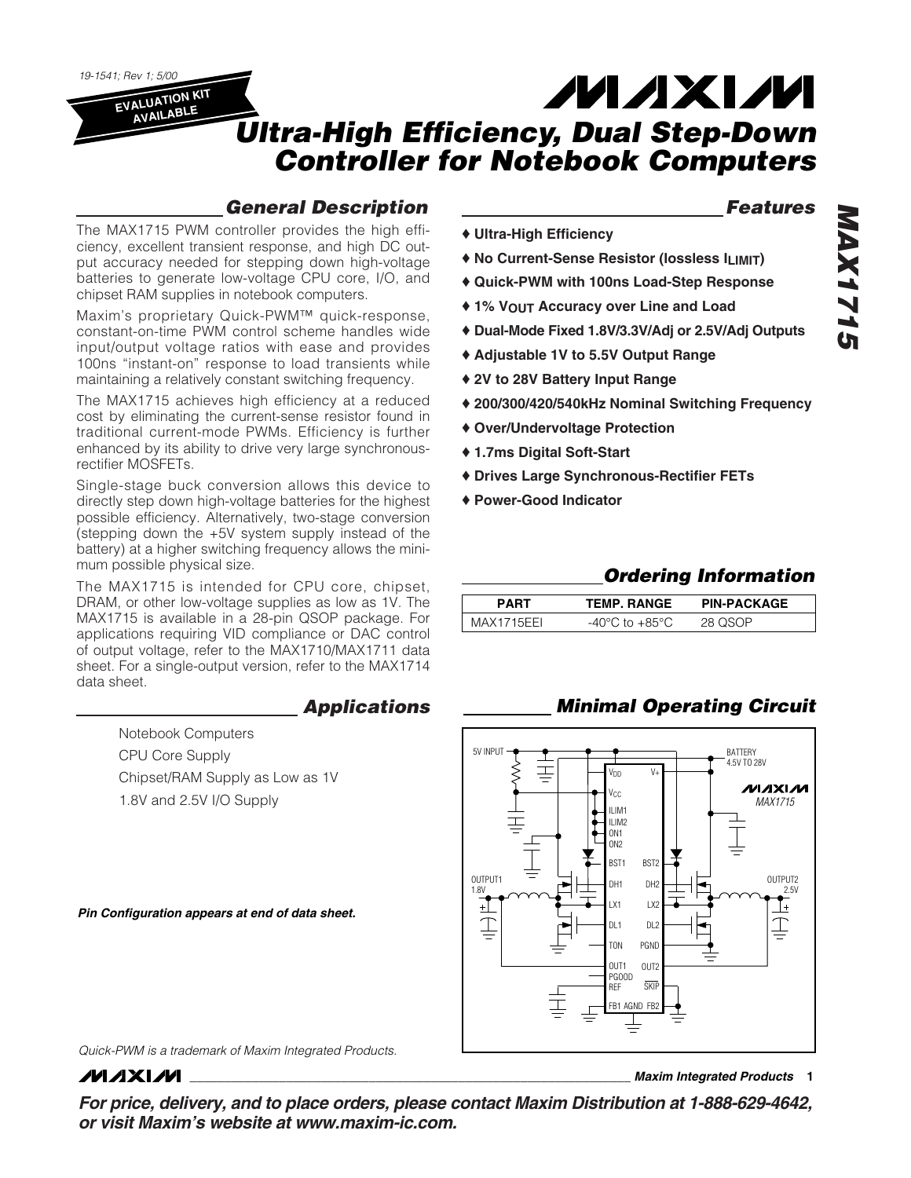19-1541; Rev 1; 5/00

EVALUATION KIT AVAILABLE

# Ultra-High Efficiency, Dual Step-Down Controller for Notebook Computers

## General Description

The MAX1715 PWM controller provides the high efficiency, excellent transient response, and high DC output accuracy needed for stepping down high-voltage batteries to generate low-voltage CPU core, I/O, and chipset RAM supplies in notebook computers.

Maxim's proprietary Quick-PWM™ quick-response, constant-on-time PWM control scheme handles wide input/output voltage ratios with ease and provides 100ns "instant-on" response to load transients while maintaining a relatively constant switching frequency.

The MAX1715 achieves high efficiency at a reduced cost by eliminating the current-sense resistor found in traditional current-mode PWMs. Efficiency is further enhanced by its ability to drive very large synchronous-rectifier MOSFETs.

Single-stage buck conversion allows this device to directly step down high-voltage batteries for the highest possible efficiency. Alternatively, two-stage conversion (stepping down the +5V system supply instead of the battery) at a higher switching frequency allows the minimum possible physical size.

The MAX1715 is intended for CPU core, chipset, DRAM, or other low-voltage supplies as low as 1V. The MAX1715 is available in a 28-pin QSOP package. For applications requiring VID compliance or DAC control of output voltage, refer to the MAX1710/MAX1711 data sheet. For a single-output version, refer to the MAX1714 data sheet.

## Applications

- Notebook Computers
- CPU Core Supply
- Chipset/RAM Supply as Low as 1V
- 1.8V and 2.5V I/O Supply

***Pin Configuration appears at end of data sheet.***

## Features

- ♦ Ultra-High Efficiency
- ♦ No Current-Sense Resistor (lossless $I_{LIMIT}$)
- ♦ Quick-PWM with 100ns Load-Step Response
- ♦ 1% $V_{OUT}$ Accuracy over Line and Load
- ♦ Dual-Mode Fixed 1.8V/3.3V/Adj or 2.5V/Adj Outputs
- ♦ Adjustable 1V to 5.5V Output Range
- ♦ 2V to 28V Battery Input Range
- ♦ 200/300/420/540kHz Nominal Switching Frequency
- ♦ Over/Undervoltage Protection
- ♦ 1.7ms Digital Soft-Start
- ♦ Drives Large Synchronous-Rectifier FETs
- ♦ Power-Good Indicator

## Ordering Information

| PART | TEMP. RANGE | PIN-PACKAGE |
|---|---|---|
| MAX1715EEI | -40°C to +85°C | 28 QSOP |

## Minimal Operating Circuit

5V INPUT; BATTERY 4.5V TO 28V; MAX1715; $V_{DD}$, V+, $V_{CC}$, ILIM1, ILIM2, ON1, ON2, BST1, BST2, DH1, DH2, LX1, LX2, DL1, DL2, TON, PGND, OUT1, OUT2, PGOOD, REF, $\overline{SKIP}$, FB1, AGND, FB2; OUTPUT1 1.8V; OUTPUT2 2.5V

*Quick-PWM is a trademark of Maxim Integrated Products.*

***For price, delivery, and to place orders, please contact Maxim Distribution at 1-888-629-4642, or visit Maxim's website at www.maxim-ic.com.***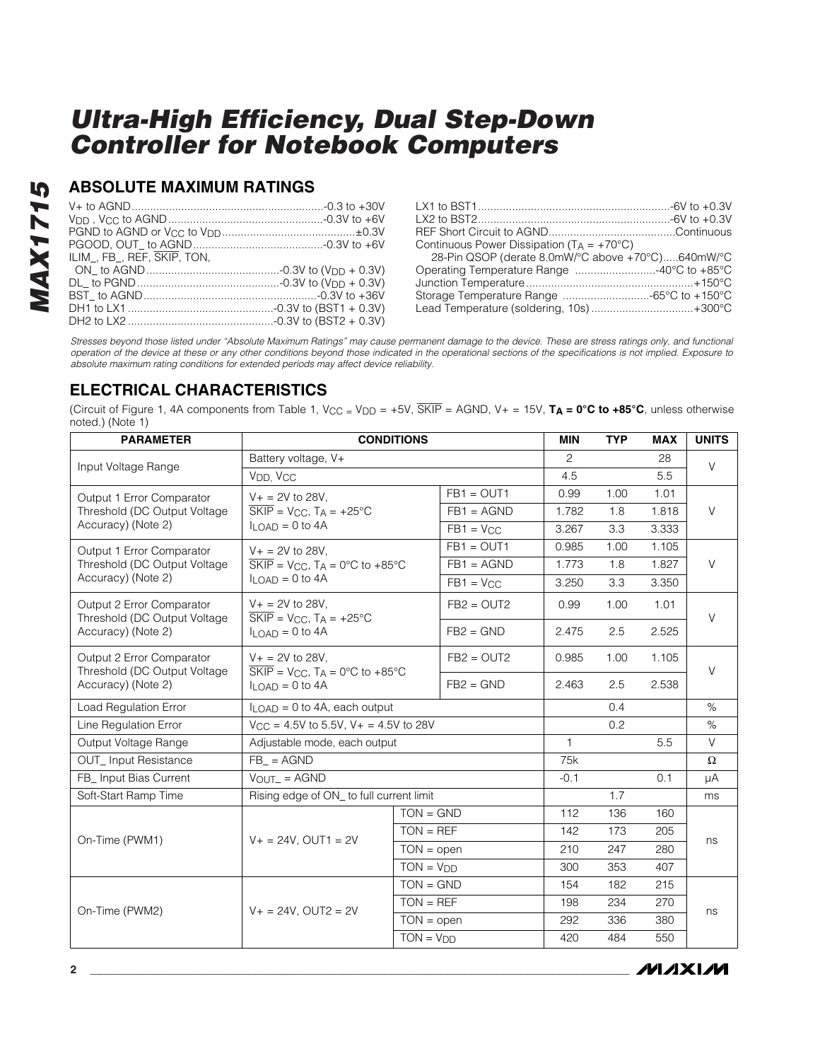# Ultra-High Efficiency, Dual Step-Down Controller for Notebook Computers

## ABSOLUTE MAXIMUM RATINGS

V+ to AGND ............................................................ -0.3 to +30V
$V_{DD}$, $V_{CC}$ to AGND ............................................... -0.3V to +6V
PGND to AGND or $V_{CC}$ to $V_{DD}$ ........................................ ±0.3V
PGOOD, OUT_ to AGND ........................................ -0.3V to +6V
ILIM_, FB_, REF, $\overline{SKIP}$, TON, ON_ to AGND .......................................... -0.3V to ($V_{DD}$ + 0.3V)
DL_ to PGND .............................................. -0.3V to ($V_{DD}$ + 0.3V)
BST_ to AGND ....................................................... -0.3V to +36V
DH1 to LX1 .............................................. -0.3V to (BST1 + 0.3V)
DH2 to LX2 .............................................. -0.3V to (BST2 + 0.3V)
LX1 to BST1 ........................................................... -6V to +0.3V
LX2 to BST2 ........................................................... -6V to +0.3V
REF Short Circuit to AGND ........................................ Continuous
Continuous Power Dissipation ($T_A$ = +70°C)
28-Pin QSOP (derate 8.0mW/°C above +70°C) ..... 640mW/°C
Operating Temperature Range .......................... -40°C to +85°C
Junction Temperature ..................................................... +150°C
Storage Temperature Range ........................... -65°C to +150°C
Lead Temperature (soldering, 10s) ................................. +300°C

*Stresses beyond those listed under "Absolute Maximum Ratings" may cause permanent damage to the device. These are stress ratings only, and functional operation of the device at these or any other conditions beyond those indicated in the operational sections of the specifications is not implied. Exposure to absolute maximum rating conditions for extended periods may affect device reliability.*

## ELECTRICAL CHARACTERISTICS

(Circuit of Figure 1, 4A components from Table 1, $V_{CC}$ = $V_{DD}$ = +5V, $\overline{SKIP}$ = AGND, V+ = 15V, **$T_A$ = 0°C to +85°C**, unless otherwise noted.) (Note 1)

| PARAMETER | CONDITIONS | | MIN | TYP | MAX | UNITS |
|---|---|---|---|---|---|---|
| Input Voltage Range | Battery voltage, V+ | | 2 | | 28 | V |
| | $V_{DD}$, $V_{CC}$ | | 4.5 | | 5.5 | |
| Output 1 Error Comparator Threshold (DC Output Voltage Accuracy) (Note 2) | V+ = 2V to 28V, $\overline{SKIP}$ = $V_{CC}$, $T_A$ = +25°C, $I_{LOAD}$ = 0 to 4A | FB1 = OUT1 | 0.99 | 1.00 | 1.01 | V |
| | | FB1 = AGND | 1.782 | 1.8 | 1.818 | |
| | | FB1 = $V_{CC}$ | 3.267 | 3.3 | 3.333 | |
| Output 1 Error Comparator Threshold (DC Output Voltage Accuracy) (Note 2) | V+ = 2V to 28V, $\overline{SKIP}$ = $V_{CC}$, $T_A$ = 0°C to +85°C, $I_{LOAD}$ = 0 to 4A | FB1 = OUT1 | 0.985 | 1.00 | 1.105 | V |
| | | FB1 = AGND | 1.773 | 1.8 | 1.827 | |
| | | FB1 = $V_{CC}$ | 3.250 | 3.3 | 3.350 | |
| Output 2 Error Comparator Threshold (DC Output Voltage Accuracy) (Note 2) | V+ = 2V to 28V, $\overline{SKIP}$ = $V_{CC}$, $T_A$ = +25°C, $I_{LOAD}$ = 0 to 4A | FB2 = OUT2 | 0.99 | 1.00 | 1.01 | V |
| | | FB2 = GND | 2.475 | 2.5 | 2.525 | |
| Output 2 Error Comparator Threshold (DC Output Voltage Accuracy) (Note 2) | V+ = 2V to 28V, $\overline{SKIP}$ = $V_{CC}$, $T_A$ = 0°C to +85°C, $I_{LOAD}$ = 0 to 4A | FB2 = OUT2 | 0.985 | 1.00 | 1.105 | V |
| | | FB2 = GND | 2.463 | 2.5 | 2.538 | |
| Load Regulation Error | $I_{LOAD}$ = 0 to 4A, each output | | | 0.4 | | % |
| Line Regulation Error | $V_{CC}$ = 4.5V to 5.5V, V+ = 4.5V to 28V | | | 0.2 | | % |
| Output Voltage Range | Adjustable mode, each output | | 1 | | 5.5 | V |
| OUT_ Input Resistance | FB_ = AGND | | 75k | | | Ω |
| FB_ Input Bias Current | $V_{OUT\_}$ = AGND | | -0.1 | | 0.1 | µA |
| Soft-Start Ramp Time | Rising edge of ON_ to full current limit | | | 1.7 | | ms |
| On-Time (PWM1) | V+ = 24V, OUT1 = 2V | TON = GND | 112 | 136 | 160 | ns |
| | | TON = REF | 142 | 173 | 205 | |
| | | TON = open | 210 | 247 | 280 | |
| | | TON = $V_{DD}$ | 300 | 353 | 407 | |
| On-Time (PWM2) | V+ = 24V, OUT2 = 2V | TON = GND | 154 | 182 | 215 | ns |
| | | TON = REF | 198 | 234 | 270 | |
| | | TON = open | 292 | 336 | 380 | |
| | | TON = $V_{DD}$ | 420 | 484 | 550 | |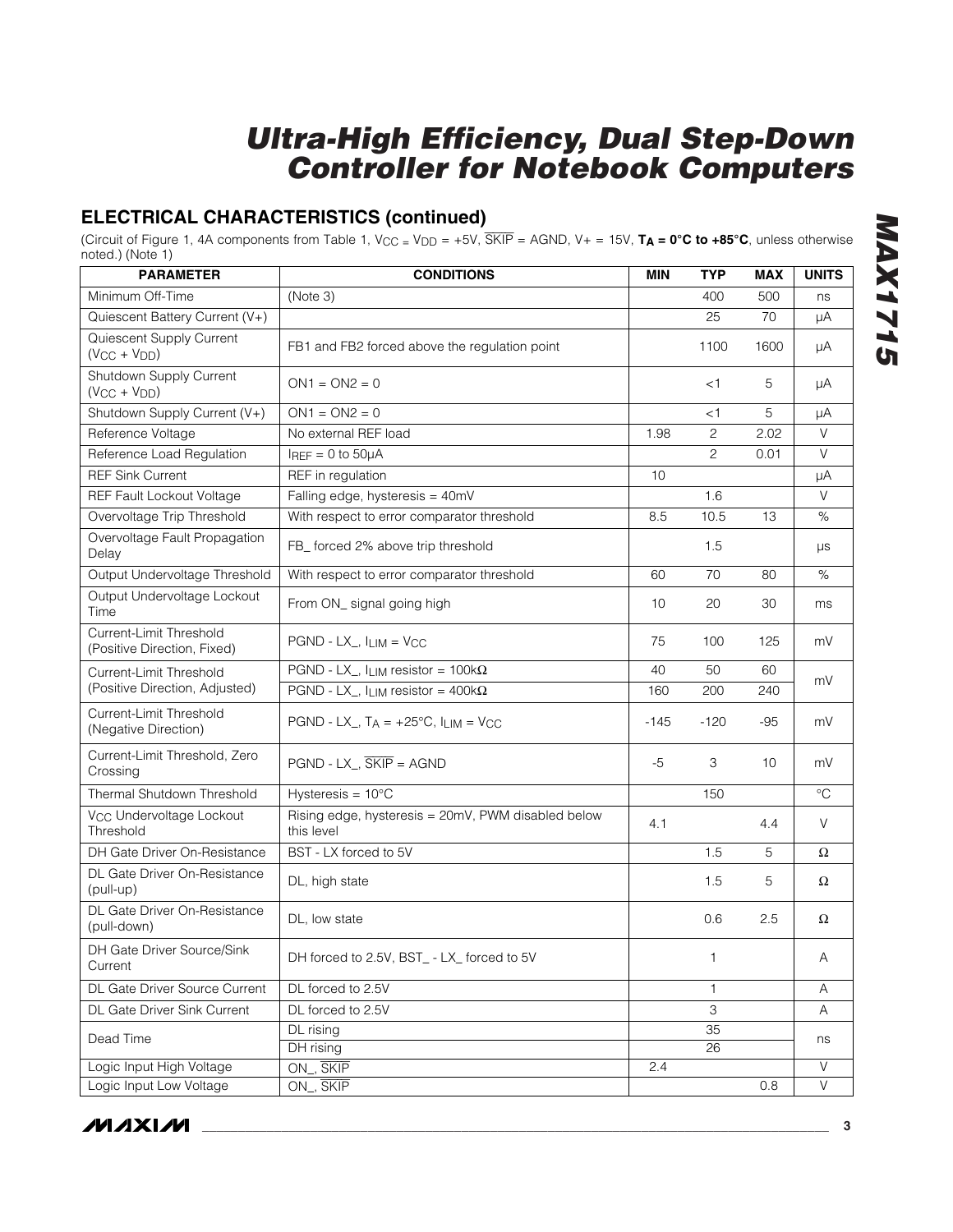## ELECTRICAL CHARACTERISTICS (continued)

(Circuit of Figure 1, 4A components from Table 1, $V_{CC}$ = $V_{DD}$ = +5V, $\overline{SKIP}$ = AGND, V+ = 15V, **$T_A$ = 0°C to +85°C**, unless otherwise noted.) (Note 1)

| PARAMETER | CONDITIONS | MIN | TYP | MAX | UNITS |
|---|---|---|---|---|---|
| Minimum Off-Time | (Note 3) | | 400 | 500 | ns |
| Quiescent Battery Current (V+) | | | 25 | 70 | µA |
| Quiescent Supply Current ($V_{CC}$ + $V_{DD}$) | FB1 and FB2 forced above the regulation point | | 1100 | 1600 | µA |
| Shutdown Supply Current ($V_{CC}$ + $V_{DD}$) | ON1 = ON2 = 0 | | <1 | 5 | µA |
| Shutdown Supply Current (V+) | ON1 = ON2 = 0 | | <1 | 5 | µA |
| Reference Voltage | No external REF load | 1.98 | 2 | 2.02 | V |
| Reference Load Regulation | $I_{REF}$ = 0 to 50µA | | 2 | 0.01 | V |
| REF Sink Current | REF in regulation | 10 | | | µA |
| REF Fault Lockout Voltage | Falling edge, hysteresis = 40mV | | 1.6 | | V |
| Overvoltage Trip Threshold | With respect to error comparator threshold | 8.5 | 10.5 | 13 | % |
| Overvoltage Fault Propagation Delay | FB_ forced 2% above trip threshold | | 1.5 | | µs |
| Output Undervoltage Threshold | With respect to error comparator threshold | 60 | 70 | 80 | % |
| Output Undervoltage Lockout Time | From ON_ signal going high | 10 | 20 | 30 | ms |
| Current-Limit Threshold (Positive Direction, Fixed) | PGND - LX_, $I_{LIM}$ = $V_{CC}$ | 75 | 100 | 125 | mV |
| Current-Limit Threshold (Positive Direction, Adjusted) | PGND - LX_, $I_{LIM}$ resistor = 100kΩ | 40 | 50 | 60 | mV |
| | PGND - LX_, $I_{LIM}$ resistor = 400kΩ | 160 | 200 | 240 | |
| Current-Limit Threshold (Negative Direction) | PGND - LX_, $T_A$ = +25°C, $I_{LIM}$ = $V_{CC}$ | -145 | -120 | -95 | mV |
| Current-Limit Threshold, Zero Crossing | PGND - LX_, $\overline{SKIP}$ = AGND | -5 | 3 | 10 | mV |
| Thermal Shutdown Threshold | Hysteresis = 10°C | | 150 | | °C |
| $V_{CC}$ Undervoltage Lockout Threshold | Rising edge, hysteresis = 20mV, PWM disabled below this level | 4.1 | | 4.4 | V |
| DH Gate Driver On-Resistance | BST - LX forced to 5V | | 1.5 | 5 | Ω |
| DL Gate Driver On-Resistance (pull-up) | DL, high state | | 1.5 | 5 | Ω |
| DL Gate Driver On-Resistance (pull-down) | DL, low state | | 0.6 | 2.5 | Ω |
| DH Gate Driver Source/Sink Current | DH forced to 2.5V, BST_ - LX_ forced to 5V | | 1 | | A |
| DL Gate Driver Source Current | DL forced to 2.5V | | 1 | | A |
| DL Gate Driver Sink Current | DL forced to 2.5V | | 3 | | A |
| Dead Time | DL rising | | 35 | | ns |
| | DH rising | | 26 | | |
| Logic Input High Voltage | ON_, $\overline{SKIP}$ | 2.4 | | | V |
| Logic Input Low Voltage | ON_, $\overline{SKIP}$ | | | 0.8 | V |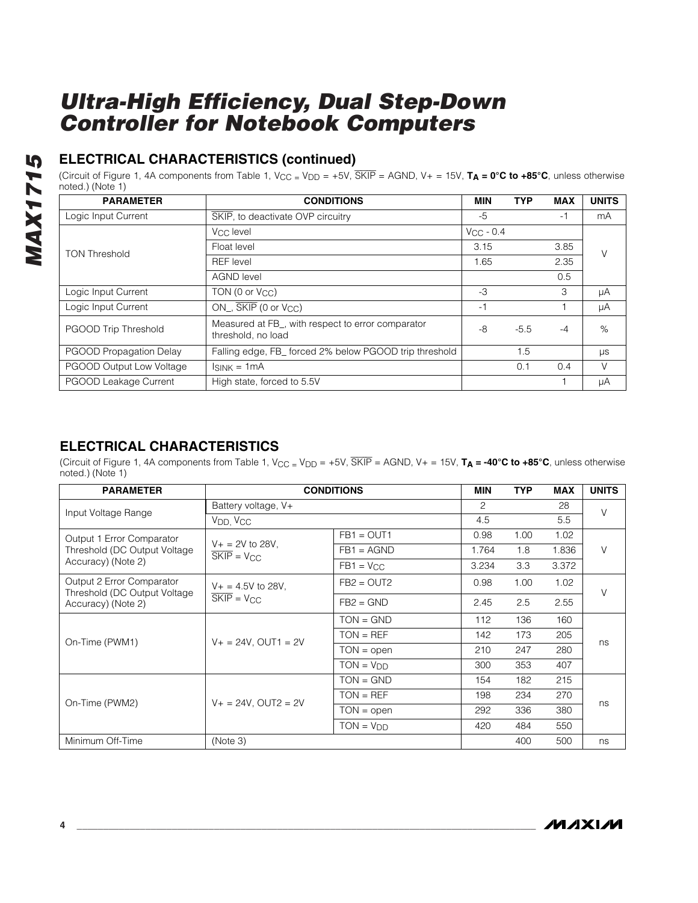## ELECTRICAL CHARACTERISTICS (continued)

(Circuit of Figure 1, 4A components from Table 1, $V_{CC}$ = $V_{DD}$ = +5V, $\overline{SKIP}$ = AGND, V+ = 15V, **$T_A$ = 0°C to +85°C**, unless otherwise noted.) (Note 1)

| PARAMETER | CONDITIONS | MIN | TYP | MAX | UNITS |
|---|---|---|---|---|---|
| Logic Input Current | $\overline{SKIP}$, to deactivate OVP circuitry | -5 | | -1 | mA |
| TON Threshold | $V_{CC}$ level | $V_{CC}$ - 0.4 | | | V |
| | Float level | 3.15 | | 3.85 | |
| | REF level | 1.65 | | 2.35 | |
| | AGND level | | | 0.5 | |
| Logic Input Current | TON (0 or $V_{CC}$) | -3 | | 3 | µA |
| Logic Input Current | ON_, $\overline{SKIP}$ (0 or $V_{CC}$) | -1 | | 1 | µA |
| PGOOD Trip Threshold | Measured at FB_, with respect to error comparator threshold, no load | -8 | -5.5 | -4 | % |
| PGOOD Propagation Delay | Falling edge, FB_ forced 2% below PGOOD trip threshold | | 1.5 | | µs |
| PGOOD Output Low Voltage | $I_{SINK}$ = 1mA | | 0.1 | 0.4 | V |
| PGOOD Leakage Current | High state, forced to 5.5V | | | 1 | µA |

## ELECTRICAL CHARACTERISTICS

(Circuit of Figure 1, 4A components from Table 1, $V_{CC}$ = $V_{DD}$ = +5V, $\overline{SKIP}$ = AGND, V+ = 15V, **$T_A$ = -40°C to +85°C**, unless otherwise noted.) (Note 1)

| PARAMETER | CONDITIONS | | MIN | TYP | MAX | UNITS |
|---|---|---|---|---|---|---|
| Input Voltage Range | Battery voltage, V+ | | 2 | | 28 | V |
| | $V_{DD}$, $V_{CC}$ | | 4.5 | | 5.5 | |
| Output 1 Error Comparator Threshold (DC Output Voltage Accuracy) (Note 2) | V+ = 2V to 28V, $\overline{SKIP}$ = $V_{CC}$ | FB1 = OUT1 | 0.98 | 1.00 | 1.02 | V |
| | | FB1 = AGND | 1.764 | 1.8 | 1.836 | |
| | | FB1 = $V_{CC}$ | 3.234 | 3.3 | 3.372 | |
| Output 2 Error Comparator Threshold (DC Output Voltage Accuracy) (Note 2) | V+ = 4.5V to 28V, $\overline{SKIP}$ = $V_{CC}$ | FB2 = OUT2 | 0.98 | 1.00 | 1.02 | V |
| | | FB2 = GND | 2.45 | 2.5 | 2.55 | |
| On-Time (PWM1) | V+ = 24V, OUT1 = 2V | TON = GND | 112 | 136 | 160 | ns |
| | | TON = REF | 142 | 173 | 205 | |
| | | TON = open | 210 | 247 | 280 | |
| | | TON = $V_{DD}$ | 300 | 353 | 407 | |
| On-Time (PWM2) | V+ = 24V, OUT2 = 2V | TON = GND | 154 | 182 | 215 | ns |
| | | TON = REF | 198 | 234 | 270 | |
| | | TON = open | 292 | 336 | 380 | |
| | | TON = $V_{DD}$ | 420 | 484 | 550 | |
| Minimum Off-Time | (Note 3) | | | 400 | 500 | ns |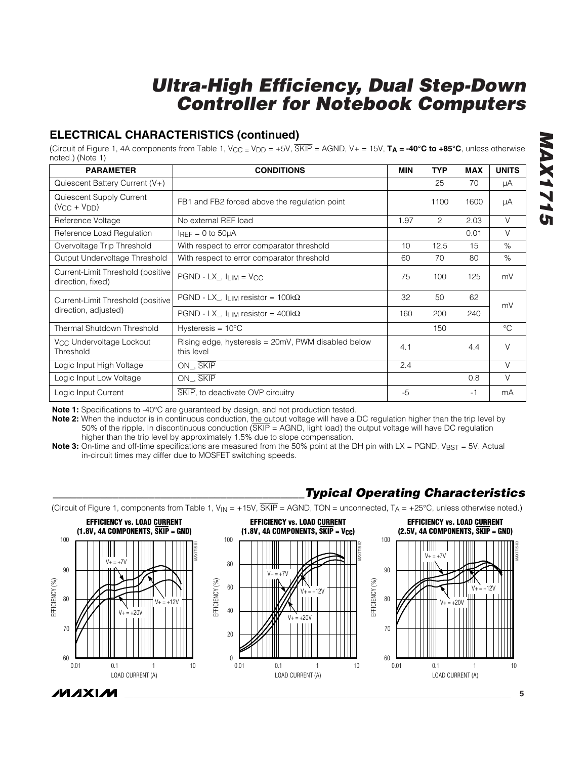## ELECTRICAL CHARACTERISTICS (continued)

(Circuit of Figure 1, 4A components from Table 1, $V_{CC}$ = $V_{DD}$ = +5V, $\overline{SKIP}$ = AGND, V+ = 15V, **$T_A$ = -40°C to +85°C**, unless otherwise noted.) (Note 1)

| PARAMETER | CONDITIONS | MIN | TYP | MAX | UNITS |
|---|---|---|---|---|---|
| Quiescent Battery Current (V+) | | | 25 | 70 | µA |
| Quiescent Supply Current ($V_{CC}$ + $V_{DD}$) | FB1 and FB2 forced above the regulation point | | 1100 | 1600 | µA |
| Reference Voltage | No external REF load | 1.97 | 2 | 2.03 | V |
| Reference Load Regulation | $I_{REF}$ = 0 to 50µA | | | 0.01 | V |
| Overvoltage Trip Threshold | With respect to error comparator threshold | 10 | 12.5 | 15 | % |
| Output Undervoltage Threshold | With respect to error comparator threshold | 60 | 70 | 80 | % |
| Current-Limit Threshold (positive direction, fixed) | PGND - LX_, $I_{LIM}$ = $V_{CC}$ | 75 | 100 | 125 | mV |
| Current-Limit Threshold (positive direction, adjusted) | PGND - LX_, $I_{LIM}$ resistor = 100kΩ | 32 | 50 | 62 | mV |
| | PGND - LX_, $I_{LIM}$ resistor = 400kΩ | 160 | 200 | 240 | |
| Thermal Shutdown Threshold | Hysteresis = 10°C | | 150 | | °C |
| $V_{CC}$ Undervoltage Lockout Threshold | Rising edge, hysteresis = 20mV, PWM disabled below this level | 4.1 | | 4.4 | V |
| Logic Input High Voltage | ON_, $\overline{SKIP}$ | 2.4 | | | V |
| Logic Input Low Voltage | ON_, $\overline{SKIP}$ | | | 0.8 | V |
| Logic Input Current | $\overline{SKIP}$, to deactivate OVP circuitry | -5 | | -1 | mA |

**Note 1:** Specifications to -40°C are guaranteed by design, and not production tested.

**Note 2:** When the inductor is in continuous conduction, the output voltage will have a DC regulation higher than the trip level by 50% of the ripple. In discontinuous conduction ($\overline{SKIP}$ = AGND, light load) the output voltage will have DC regulation higher than the trip level by approximately 1.5% due to slope compensation.

**Note 3:** On-time and off-time specifications are measured from the 50% point at the DH pin with LX = PGND, $V_{BST}$ = 5V. Actual in-circuit times may differ due to MOSFET switching speeds.

## *Typical Operating Characteristics*

(Circuit of Figure 1, components from Table 1, $V_{IN}$ = +15V, $\overline{SKIP}$ = AGND, TON = unconnected, $T_A$ = +25°C, unless otherwise noted.)

**EFFICIENCY vs. LOAD CURRENT (1.8V, 4A COMPONENTS, $\overline{SKIP}$ = GND)**

**EFFICIENCY vs. LOAD CURRENT (1.8V, 4A COMPONENTS, $\overline{SKIP}$ = $V_{CC}$)**

**EFFICIENCY vs. LOAD CURRENT (2.5V, 4A COMPONENTS, $\overline{SKIP}$ = GND)**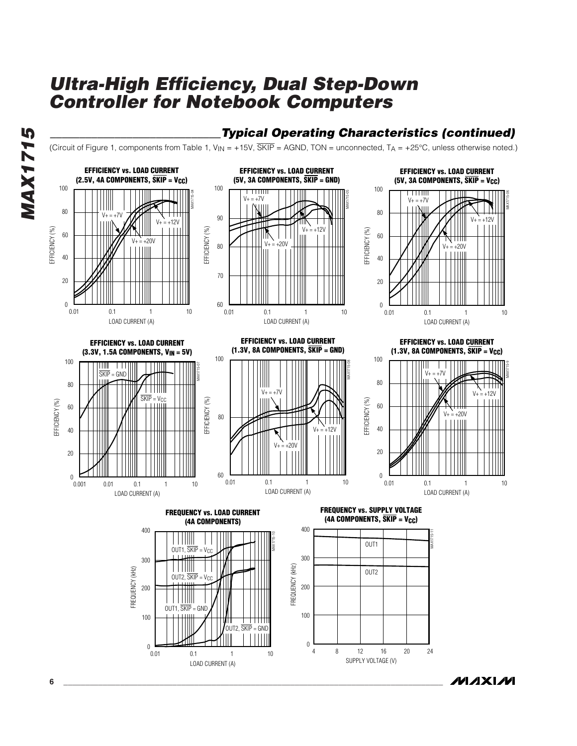## Typical Operating Characteristics (continued)

(Circuit of Figure 1, components from Table 1, $V_{IN}$ = +15V, $\overline{SKIP}$ = AGND, TON = unconnected, $T_A$ = +25°C, unless otherwise noted.)

**EFFICIENCY vs. LOAD CURRENT (2.5V, 4A COMPONENTS, $\overline{SKIP}$ = $V_{CC}$)**

**EFFICIENCY vs. LOAD CURRENT (5V, 3A COMPONENTS, $\overline{SKIP}$ = GND)**

**EFFICIENCY vs. LOAD CURRENT (5V, 3A COMPONENTS, $\overline{SKIP}$ = $V_{CC}$)**

**EFFICIENCY vs. LOAD CURRENT (3.3V, 1.5A COMPONENTS, $V_{IN}$ = 5V)**

**EFFICIENCY vs. LOAD CURRENT (1.3V, 8A COMPONENTS, $\overline{SKIP}$ = GND)**

**EFFICIENCY vs. LOAD CURRENT (1.3V, 8A COMPONENTS, $\overline{SKIP}$ = $V_{CC}$)**

**FREQUENCY vs. LOAD CURRENT (4A COMPONENTS)**

**FREQUENCY vs. SUPPLY VOLTAGE (4A COMPONENTS, $\overline{SKIP}$ = $V_{CC}$)**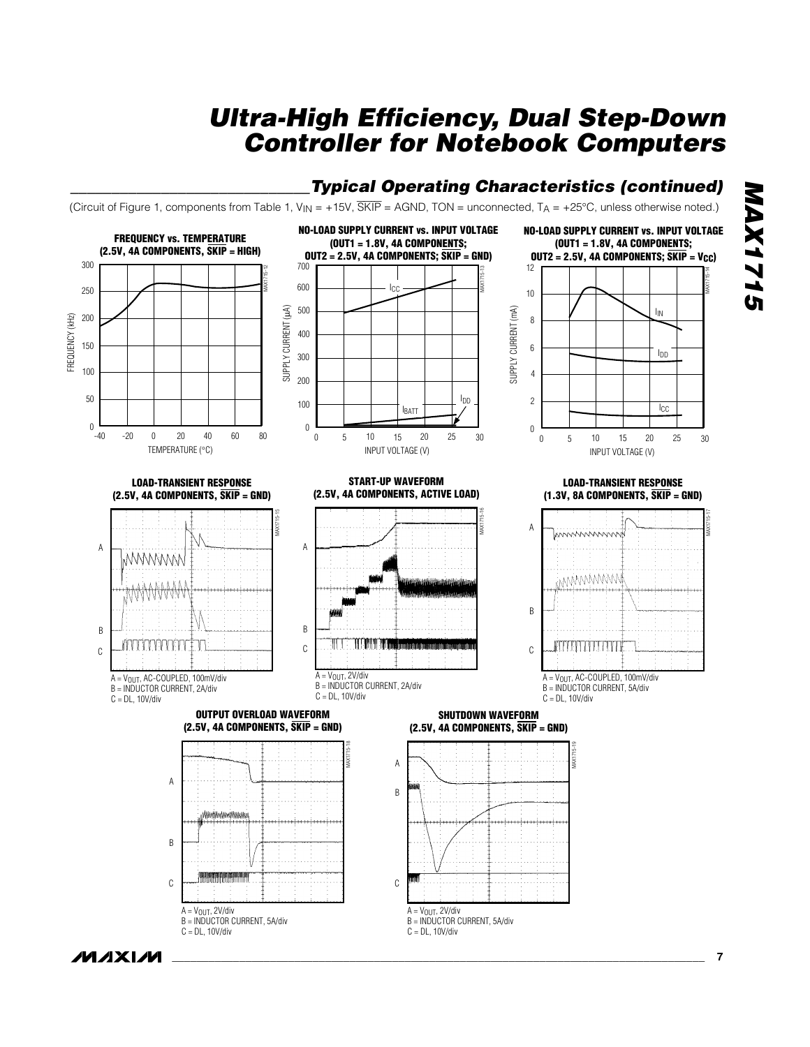## Typical Operating Characteristics (continued)

(Circuit of Figure 1, components from Table 1, $V_{IN}$ = +15V, $\overline{SKIP}$ = AGND, TON = unconnected, $T_A$ = +25°C, unless otherwise noted.)

**FREQUENCY vs. TEMPERATURE (2.5V, 4A COMPONENTS, $\overline{SKIP}$ = HIGH)**

**NO-LOAD SUPPLY CURRENT vs. INPUT VOLTAGE (OUT1 = 1.8V, 4A COMPONENTS; OUT2 = 2.5V, 4A COMPONENTS; $\overline{SKIP}$ = GND)**

**NO-LOAD SUPPLY CURRENT vs. INPUT VOLTAGE (OUT1 = 1.8V, 4A COMPONENTS; OUT2 = 2.5V, 4A COMPONENTS; $\overline{SKIP}$ = $V_{CC}$)**

**LOAD-TRANSIENT RESPONSE (2.5V, 4A COMPONENTS, $\overline{SKIP}$ = GND)**

A = $V_{OUT}$, AC-COUPLED, 100mV/div
B = INDUCTOR CURRENT, 2A/div
C = DL, 10V/div

**START-UP WAVEFORM (2.5V, 4A COMPONENTS, ACTIVE LOAD)**

A = $V_{OUT}$, 2V/div
B = INDUCTOR CURRENT, 2A/div
C = DL, 10V/div

**LOAD-TRANSIENT RESPONSE (1.3V, 8A COMPONENTS, $\overline{SKIP}$ = GND)**

A = $V_{OUT}$, AC-COUPLED, 100mV/div
B = INDUCTOR CURRENT, 5A/div
C = DL, 10V/div

**OUTPUT OVERLOAD WAVEFORM (2.5V, 4A COMPONENTS, $\overline{SKIP}$ = GND)**

A = $V_{OUT}$, 2V/div
B = INDUCTOR CURRENT, 5A/div
C = DL, 10V/div

**SHUTDOWN WAVEFORM (2.5V, 4A COMPONENTS, $\overline{SKIP}$ = GND)**

A = $V_{OUT}$, 2V/div
B = INDUCTOR CURRENT, 5A/div
C = DL, 10V/div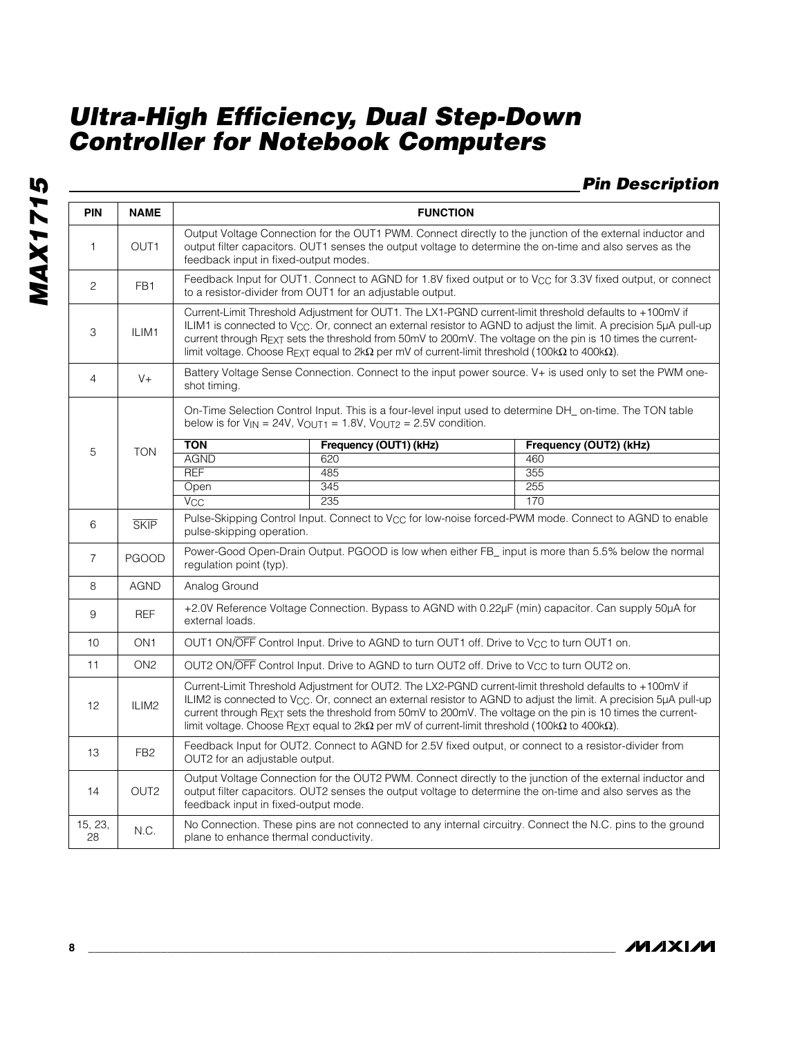## Pin Description

| PIN | NAME | FUNCTION |
|---|---|---|
| 1 | OUT1 | Output Voltage Connection for the OUT1 PWM. Connect directly to the junction of the external inductor and output filter capacitors. OUT1 senses the output voltage to determine the on-time and also serves as the feedback input in fixed-output modes. |
| 2 | FB1 | Feedback Input for OUT1. Connect to AGND for 1.8V fixed output or to $V_{CC}$ for 3.3V fixed output, or connect to a resistor-divider from OUT1 for an adjustable output. |
| 3 | ILIM1 | Current-Limit Threshold Adjustment for OUT1. The LX1-PGND current-limit threshold defaults to +100mV if ILIM1 is connected to $V_{CC}$. Or, connect an external resistor to AGND to adjust the limit. A precision 5µA pull-up current through $R_{EXT}$ sets the threshold from 50mV to 200mV. The voltage on the pin is 10 times the current-limit voltage. Choose $R_{EXT}$ equal to 2kΩ per mV of current-limit threshold (100kΩ to 400kΩ). |
| 4 | V+ | Battery Voltage Sense Connection. Connect to the input power source. V+ is used only to set the PWM one-shot timing. |
| 5 | TON | On-Time Selection Control Input. This is a four-level input used to determine DH_ on-time. The TON table below is for $V_{IN}$ = 24V, $V_{OUT1}$ = 1.8V, $V_{OUT2}$ = 2.5V condition.<br><br>**TON** / **Frequency (OUT1) (kHz)** / **Frequency (OUT2) (kHz)**<br>AGND / 620 / 460<br>REF / 485 / 355<br>Open / 345 / 255<br>$V_{CC}$ / 235 / 170 |
| 6 | $\overline{SKIP}$ | Pulse-Skipping Control Input. Connect to $V_{CC}$ for low-noise forced-PWM mode. Connect to AGND to enable pulse-skipping operation. |
| 7 | PGOOD | Power-Good Open-Drain Output. PGOOD is low when either FB_ input is more than 5.5% below the normal regulation point (typ). |
| 8 | AGND | Analog Ground |
| 9 | REF | +2.0V Reference Voltage Connection. Bypass to AGND with 0.22µF (min) capacitor. Can supply 50µA for external loads. |
| 10 | ON1 | OUT1 ON/$\overline{OFF}$ Control Input. Drive to AGND to turn OUT1 off. Drive to $V_{CC}$ to turn OUT1 on. |
| 11 | ON2 | OUT2 ON/$\overline{OFF}$ Control Input. Drive to AGND to turn OUT2 off. Drive to $V_{CC}$ to turn OUT2 on. |
| 12 | ILIM2 | Current-Limit Threshold Adjustment for OUT2. The LX2-PGND current-limit threshold defaults to +100mV if ILIM2 is connected to $V_{CC}$. Or, connect an external resistor to AGND to adjust the limit. A precision 5µA pull-up current through $R_{EXT}$ sets the threshold from 50mV to 200mV. The voltage on the pin is 10 times the current-limit voltage. Choose $R_{EXT}$ equal to 2kΩ per mV of current-limit threshold (100kΩ to 400kΩ). |
| 13 | FB2 | Feedback Input for OUT2. Connect to AGND for 2.5V fixed output, or connect to a resistor-divider from OUT2 for an adjustable output. |
| 14 | OUT2 | Output Voltage Connection for the OUT2 PWM. Connect directly to the junction of the external inductor and output filter capacitors. OUT2 senses the output voltage to determine the on-time and also serves as the feedback input in fixed-output mode. |
| 15, 23, 28 | N.C. | No Connection. These pins are not connected to any internal circuitry. Connect the N.C. pins to the ground plane to enhance thermal conductivity. |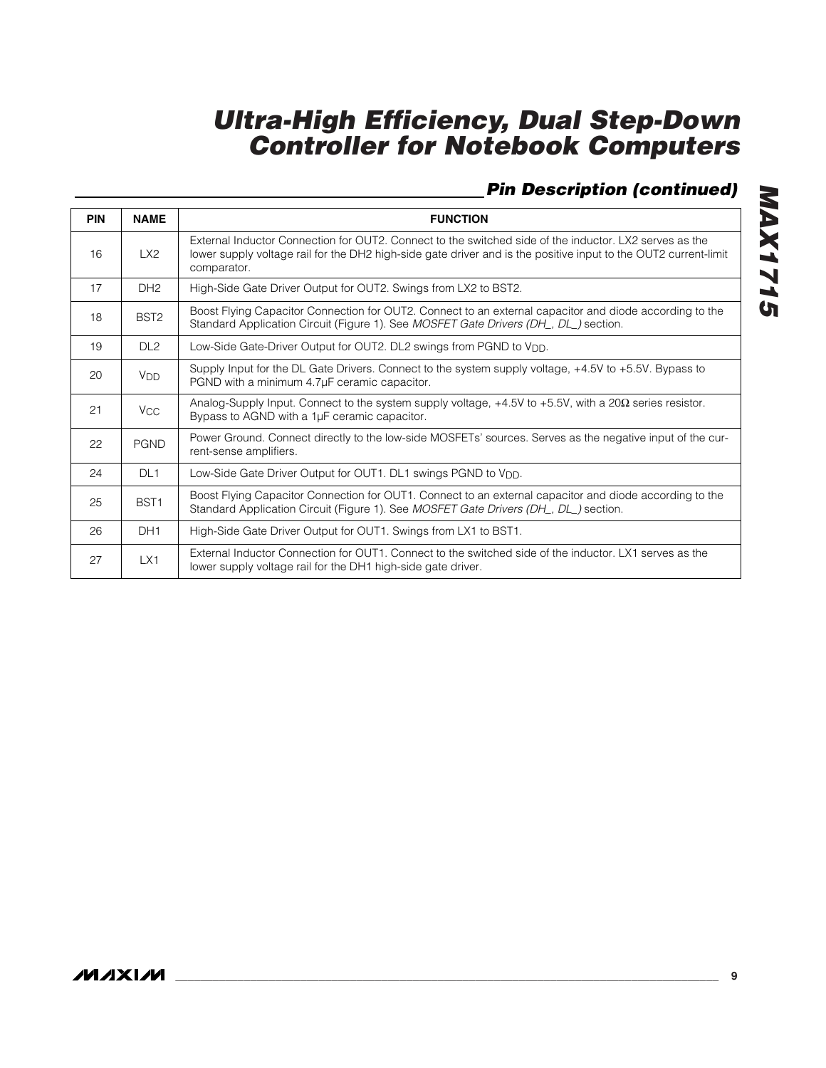## Pin Description (continued)

| PIN | NAME | FUNCTION |
|---|---|---|
| 16 | LX2 | External Inductor Connection for OUT2. Connect to the switched side of the inductor. LX2 serves as the lower supply voltage rail for the DH2 high-side gate driver and is the positive input to the OUT2 current-limit comparator. |
| 17 | DH2 | High-Side Gate Driver Output for OUT2. Swings from LX2 to BST2. |
| 18 | BST2 | Boost Flying Capacitor Connection for OUT2. Connect to an external capacitor and diode according to the Standard Application Circuit (Figure 1). See *MOSFET Gate Drivers (DH_, DL_)* section. |
| 19 | DL2 | Low-Side Gate-Driver Output for OUT2. DL2 swings from PGND to $V_{DD}$. |
| 20 | $V_{DD}$ | Supply Input for the DL Gate Drivers. Connect to the system supply voltage, +4.5V to +5.5V. Bypass to PGND with a minimum 4.7µF ceramic capacitor. |
| 21 | $V_{CC}$ | Analog-Supply Input. Connect to the system supply voltage, +4.5V to +5.5V, with a 20Ω series resistor. Bypass to AGND with a 1µF ceramic capacitor. |
| 22 | PGND | Power Ground. Connect directly to the low-side MOSFETs' sources. Serves as the negative input of the current-sense amplifiers. |
| 24 | DL1 | Low-Side Gate Driver Output for OUT1. DL1 swings PGND to $V_{DD}$. |
| 25 | BST1 | Boost Flying Capacitor Connection for OUT1. Connect to an external capacitor and diode according to the Standard Application Circuit (Figure 1). See *MOSFET Gate Drivers (DH_, DL_)* section. |
| 26 | DH1 | High-Side Gate Driver Output for OUT1. Swings from LX1 to BST1. |
| 27 | LX1 | External Inductor Connection for OUT1. Connect to the switched side of the inductor. LX1 serves as the lower supply voltage rail for the DH1 high-side gate driver. |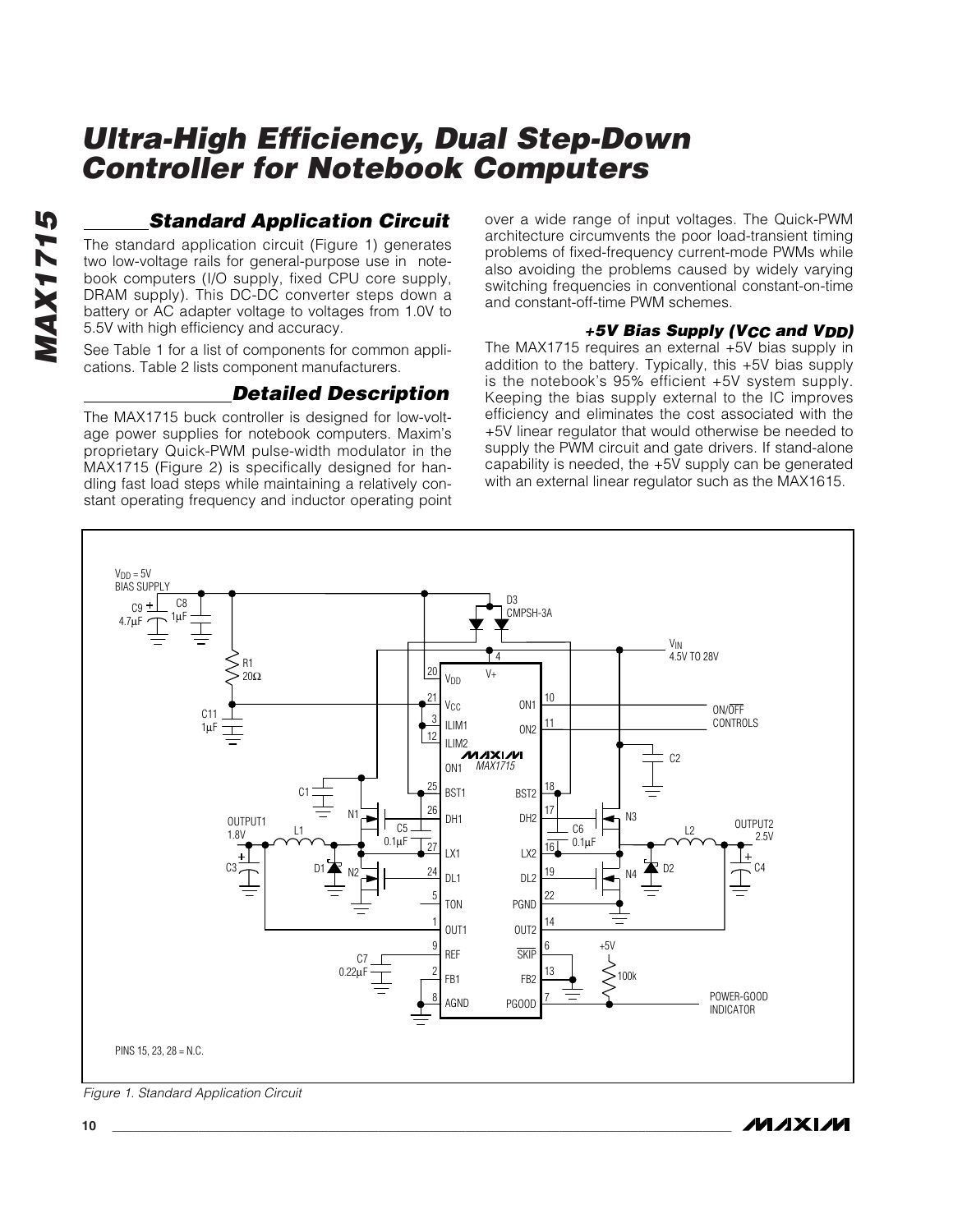## Standard Application Circuit

The standard application circuit (Figure 1) generates two low-voltage rails for general-purpose use in notebook computers (I/O supply, fixed CPU core supply, DRAM supply). This DC-DC converter steps down a battery or AC adapter voltage to voltages from 1.0V to 5.5V with high efficiency and accuracy.

See Table 1 for a list of components for common applications. Table 2 lists component manufacturers.

## Detailed Description

The MAX1715 buck controller is designed for low-voltage power supplies for notebook computers. Maxim's proprietary Quick-PWM pulse-width modulator in the MAX1715 (Figure 2) is specifically designed for handling fast load steps while maintaining a relatively constant operating frequency and inductor operating point over a wide range of input voltages. The Quick-PWM architecture circumvents the poor load-transient timing problems of fixed-frequency current-mode PWMs while also avoiding the problems caused by widely varying switching frequencies in conventional constant-on-time and constant-off-time PWM schemes.

### +5V Bias Supply ($V_{CC}$ and $V_{DD}$)

The MAX1715 requires an external +5V bias supply in addition to the battery. Typically, this +5V bias supply is the notebook's 95% efficient +5V system supply. Keeping the bias supply external to the IC improves efficiency and eliminates the cost associated with the +5V linear regulator that would otherwise be needed to supply the PWM circuit and gate drivers. If stand-alone capability is needed, the +5V supply can be generated with an external linear regulator such as the MAX1615.

Figure 1. Standard Application Circuit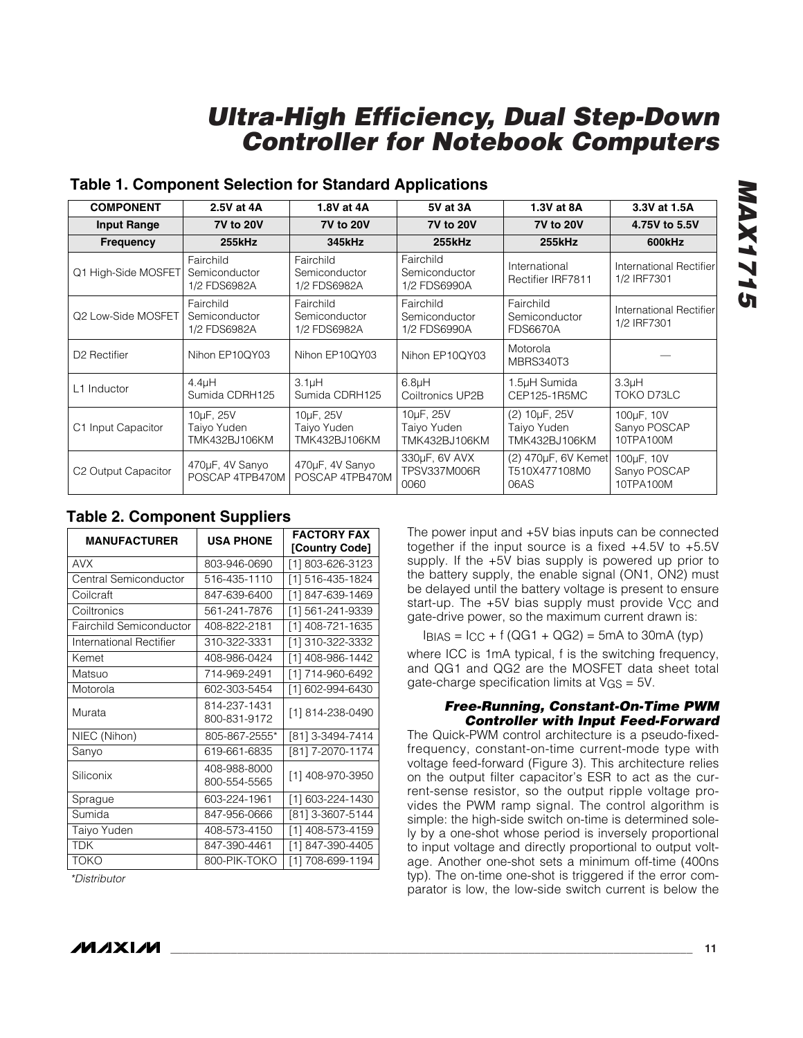### Table 1. Component Selection for Standard Applications

| COMPONENT | 2.5V at 4A | 1.8V at 4A | 5V at 3A | 1.3V at 8A | 3.3V at 1.5A |
|---|---|---|---|---|---|
| **Input Range** | **7V to 20V** | **7V to 20V** | **7V to 20V** | **7V to 20V** | **4.75V to 5.5V** |
| **Frequency** | **255kHz** | **345kHz** | **255kHz** | **255kHz** | **600kHz** |
| Q1 High-Side MOSFET | Fairchild Semiconductor 1/2 FDS6982A | Fairchild Semiconductor 1/2 FDS6982A | Fairchild Semiconductor 1/2 FDS6990A | International Rectifier IRF7811 | International Rectifier 1/2 IRF7301 |
| Q2 Low-Side MOSFET | Fairchild Semiconductor 1/2 FDS6982A | Fairchild Semiconductor 1/2 FDS6982A | Fairchild Semiconductor 1/2 FDS6990A | Fairchild Semiconductor FDS6670A | International Rectifier 1/2 IRF7301 |
| D2 Rectifier | Nihon EP10QY03 | Nihon EP10QY03 | Nihon EP10QY03 | Motorola MBRS340T3 | — |
| L1 Inductor | 4.4µH Sumida CDRH125 | 3.1µH Sumida CDRH125 | 6.8µH Coiltronics UP2B | 1.5µH Sumida CEP125-1R5MC | 3.3µH TOKO D73LC |
| C1 Input Capacitor | 10µF, 25V Taiyo Yuden TMK432BJ106KM | 10µF, 25V Taiyo Yuden TMK432BJ106KM | 10µF, 25V Taiyo Yuden TMK432BJ106KM | (2) 10µF, 25V Taiyo Yuden TMK432BJ106KM | 100µF, 10V Sanyo POSCAP 10TPA100M |
| C2 Output Capacitor | 470µF, 4V Sanyo POSCAP 4TPB470M | 470µF, 4V Sanyo POSCAP 4TPB470M | 330µF, 6V AVX TPSV337M006R 0060 | (2) 470µF, 6V Kemet T510X477108M0 06AS | 100µF, 10V Sanyo POSCAP 10TPA100M |

### Table 2. Component Suppliers

| MANUFACTURER | USA PHONE | FACTORY FAX [Country Code] |
|---|---|---|
| AVX | 803-946-0690 | [1] 803-626-3123 |
| Central Semiconductor | 516-435-1110 | [1] 516-435-1824 |
| Coilcraft | 847-639-6400 | [1] 847-639-1469 |
| Coiltronics | 561-241-7876 | [1] 561-241-9339 |
| Fairchild Semiconductor | 408-822-2181 | [1] 408-721-1635 |
| International Rectifier | 310-322-3331 | [1] 310-322-3332 |
| Kemet | 408-986-0424 | [1] 408-986-1442 |
| Matsuo | 714-969-2491 | [1] 714-960-6492 |
| Motorola | 602-303-5454 | [1] 602-994-6430 |
| Murata | 814-237-1431 800-831-9172 | [1] 814-238-0490 |
| NIEC (Nihon) | 805-867-2555* | [81] 3-3494-7414 |
| Sanyo | 619-661-6835 | [81] 7-2070-1174 |
| Siliconix | 408-988-8000 800-554-5565 | [1] 408-970-3950 |
| Sprague | 603-224-1961 | [1] 603-224-1430 |
| Sumida | 847-956-0666 | [81] 3-3607-5144 |
| Taiyo Yuden | 408-573-4150 | [1] 408-573-4159 |
| TDK | 847-390-4461 | [1] 847-390-4405 |
| TOKO | 800-PIK-TOKO | [1] 708-699-1194 |

*\*Distributor*

The power input and +5V bias inputs can be connected together if the input source is a fixed +4.5V to +5.5V supply. If the +5V bias supply is powered up prior to the battery supply, the enable signal (ON1, ON2) must be delayed until the battery voltage is present to ensure start-up. The +5V bias supply must provide $V_{CC}$ and gate-drive power, so the maximum current drawn is:

$$I_{BIAS} = I_{CC} + f\,(QG1 + QG2) = 5mA \text{ to } 30mA \text{ (typ)}$$

where ICC is 1mA typical, f is the switching frequency, and QG1 and QG2 are the MOSFET data sheet total gate-charge specification limits at $V_{GS}$ = 5V.

#### *Free-Running, Constant-On-Time PWM Controller with Input Feed-Forward*

The Quick-PWM control architecture is a pseudo-fixed-frequency, constant-on-time current-mode type with voltage feed-forward (Figure 3). This architecture relies on the output filter capacitor's ESR to act as the current-sense resistor, so the output ripple voltage provides the PWM ramp signal. The control algorithm is simple: the high-side switch on-time is determined solely by a one-shot whose period is inversely proportional to input voltage and directly proportional to output voltage. Another one-shot sets a minimum off-time (400ns typ). The on-time one-shot is triggered if the error comparator is low, the low-side switch current is below the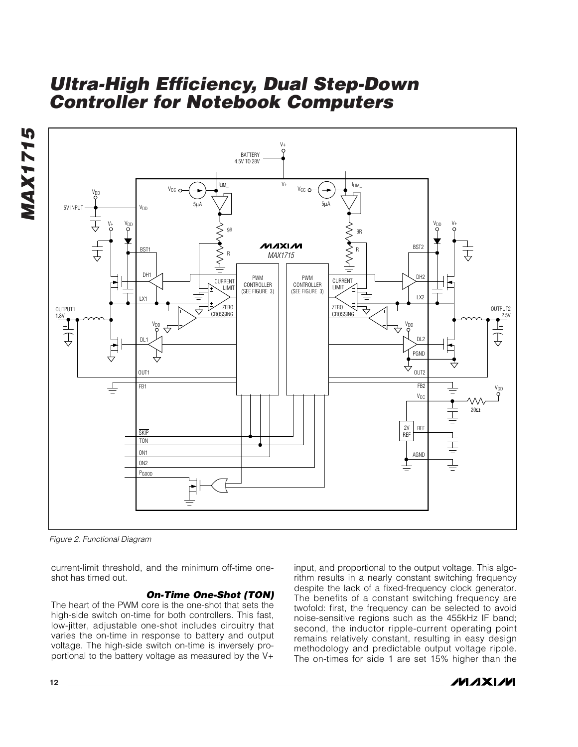Figure 2. Functional Diagram

current-limit threshold, and the minimum off-time one-shot has timed out.

### *On-Time One-Shot (TON)*

The heart of the PWM core is the one-shot that sets the high-side switch on-time for both controllers. This fast, low-jitter, adjustable one-shot includes circuitry that varies the on-time in response to battery and output voltage. The high-side switch on-time is inversely proportional to the battery voltage as measured by the V+ input, and proportional to the output voltage. This algorithm results in a nearly constant switching frequency despite the lack of a fixed-frequency clock generator. The benefits of a constant switching frequency are twofold: first, the frequency can be selected to avoid noise-sensitive regions such as the 455kHz IF band; second, the inductor ripple-current operating point remains relatively constant, resulting in easy design methodology and predictable output voltage ripple. The on-times for side 1 are set 15% higher than the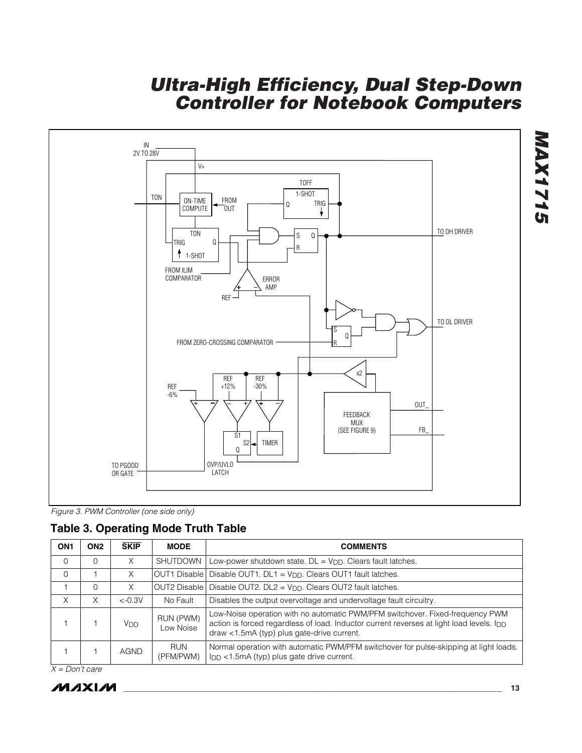Figure 3. PWM Controller (one side only)

## Table 3. Operating Mode Truth Table

| ON1 | ON2 | $\overline{SKIP}$ | MODE | COMMENTS |
|---|---|---|---|---|
| 0 | 0 | X | SHUTDOWN | Low-power shutdown state. DL = $V_{DD}$. Clears fault latches. |
| 0 | 1 | X | OUT1 Disable | Disable OUT1. DL1 = $V_{DD}$. Clears OUT1 fault latches. |
| 1 | 0 | X | OUT2 Disable | Disable OUT2. DL2 = $V_{DD}$. Clears OUT2 fault latches. |
| X | X | <-0.3V | No Fault | Disables the output overvoltage and undervoltage fault circuitry. |
| 1 | 1 | $V_{DD}$ | RUN (PWM) Low Noise | Low-Noise operation with no automatic PWM/PFM switchover. Fixed-frequency PWM action is forced regardless of load. Inductor current reverses at light load levels. $I_{DD}$ draw <1.5mA (typ) plus gate-drive current. |
| 1 | 1 | AGND | RUN (PFM/PWM) | Normal operation with automatic PWM/PFM switchover for pulse-skipping at light loads. $I_{DD}$ <1.5mA (typ) plus gate drive current. |

*X = Don't care*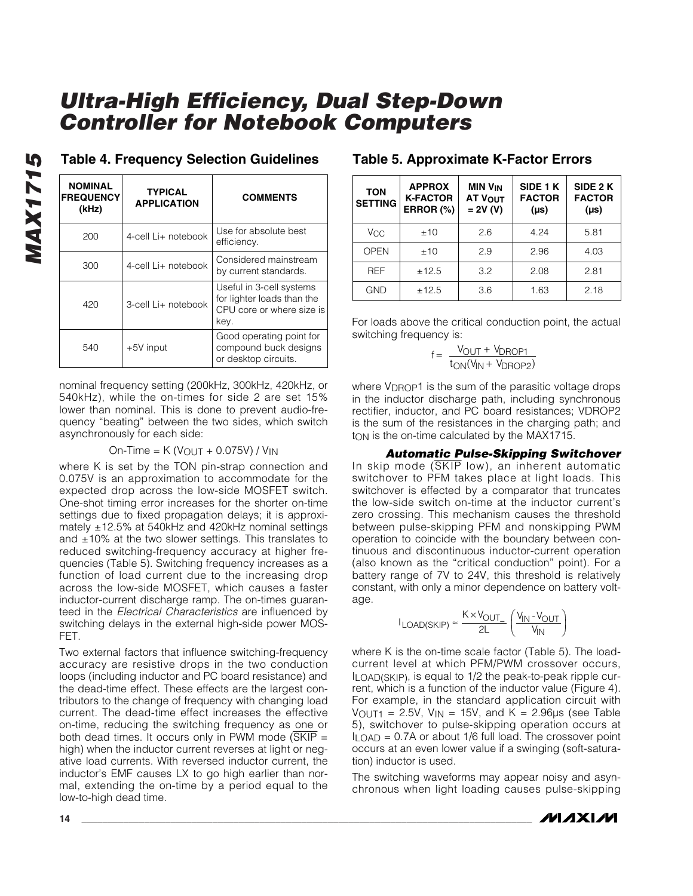### Table 4. Frequency Selection Guidelines

| NOMINAL FREQUENCY (kHz) | TYPICAL APPLICATION | COMMENTS |
|---|---|---|
| 200 | 4-cell Li+ notebook | Use for absolute best efficiency. |
| 300 | 4-cell Li+ notebook | Considered mainstream by current standards. |
| 420 | 3-cell Li+ notebook | Useful in 3-cell systems for lighter loads than the CPU core or where size is key. |
| 540 | +5V input | Good operating point for compound buck designs or desktop circuits. |

nominal frequency setting (200kHz, 300kHz, 420kHz, or 540kHz), while the on-times for side 2 are set 15% lower than nominal. This is done to prevent audio-frequency "beating" between the two sides, which switch asynchronously for each side:

$$\text{On-Time} = K (V_{OUT} + 0.075V) / V_{IN}$$

where K is set by the TON pin-strap connection and 0.075V is an approximation to accommodate for the expected drop across the low-side MOSFET switch. One-shot timing error increases for the shorter on-time settings due to fixed propagation delays; it is approximately ±12.5% at 540kHz and 420kHz nominal settings and ±10% at the two slower settings. This translates to reduced switching-frequency accuracy at higher frequencies (Table 5). Switching frequency increases as a function of load current due to the increasing drop across the low-side MOSFET, which causes a faster inductor-current discharge ramp. The on-times guaranteed in the *Electrical Characteristics* are influenced by switching delays in the external high-side power MOSFET.

Two external factors that influence switching-frequency accuracy are resistive drops in the two conduction loops (including inductor and PC board resistance) and the dead-time effect. These effects are the largest contributors to the change of frequency with changing load current. The dead-time effect increases the effective on-time, reducing the switching frequency as one or both dead times. It occurs only in PWM mode ($\overline{SKIP}$ = high) when the inductor current reverses at light or negative load currents. With reversed inductor current, the inductor's EMF causes LX to go high earlier than normal, extending the on-time by a period equal to the low-to-high dead time.

### Table 5. Approximate K-Factor Errors

| TON SETTING | APPROX K-FACTOR ERROR (%) | MIN $V_{IN}$ AT $V_{OUT}$ = 2V (V) | SIDE 1 K FACTOR (µs) | SIDE 2 K FACTOR (µs) |
|---|---|---|---|---|
| $V_{CC}$ | ±10 | 2.6 | 4.24 | 5.81 |
| OPEN | ±10 | 2.9 | 2.96 | 4.03 |
| REF | ±12.5 | 3.2 | 2.08 | 2.81 |
| GND | ±12.5 | 3.6 | 1.63 | 2.18 |

For loads above the critical conduction point, the actual switching frequency is:

$$f = \frac{V_{OUT} + V_{DROP1}}{t_{ON}(V_{IN} + V_{DROP2})}$$

where $V_{DROP1}$ is the sum of the parasitic voltage drops in the inductor discharge path, including synchronous rectifier, inductor, and PC board resistances; VDROP2 is the sum of the resistances in the charging path; and $t_{ON}$ is the on-time calculated by the MAX1715.

#### *Automatic Pulse-Skipping Switchover*

In skip mode ($\overline{SKIP}$ low), an inherent automatic switchover to PFM takes place at light loads. This switchover is effected by a comparator that truncates the low-side switch on-time at the inductor current's zero crossing. This mechanism causes the threshold between pulse-skipping PFM and nonskipping PWM operation to coincide with the boundary between continuous and discontinuous inductor-current operation (also known as the "critical conduction" point). For a battery range of 7V to 24V, this threshold is relatively constant, with only a minor dependence on battery voltage.

$$I_{LOAD(SKIP)} \approx \frac{K \times V_{OUT\_}}{2L} \left(\frac{V_{IN} - V_{OUT}}{V_{IN}}\right)$$

where K is the on-time scale factor (Table 5). The load-current level at which PFM/PWM crossover occurs, $I_{LOAD(SKIP)}$, is equal to 1/2 the peak-to-peak ripple current, which is a function of the inductor value (Figure 4). For example, in the standard application circuit with $V_{OUT1}$ = 2.5V, $V_{IN}$ = 15V, and K = 2.96µs (see Table 5), switchover to pulse-skipping operation occurs at $I_{LOAD}$ = 0.7A or about 1/6 full load. The crossover point occurs at an even lower value if a swinging (soft-saturation) inductor is used.

The switching waveforms may appear noisy and asynchronous when light loading causes pulse-skipping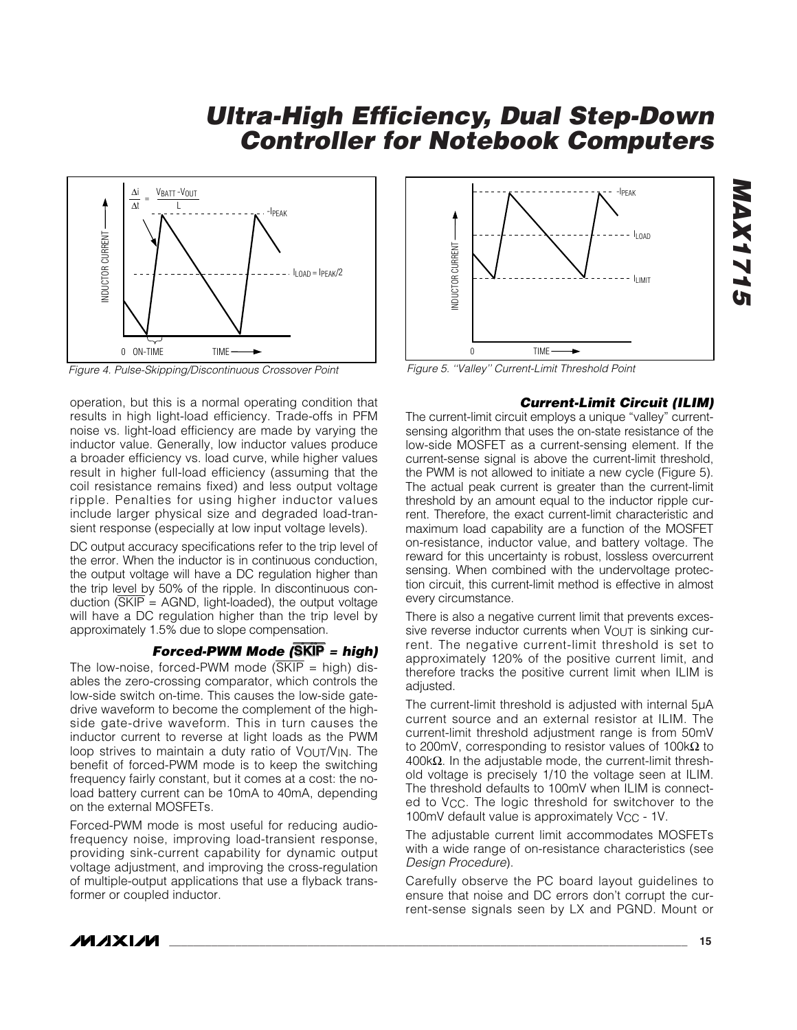Figure 4. Pulse-Skipping/Discontinuous Crossover Point

Figure 5. "Valley" Current-Limit Threshold Point

operation, but this is a normal operating condition that results in high light-load efficiency. Trade-offs in PFM noise vs. light-load efficiency are made by varying the inductor value. Generally, low inductor values produce a broader efficiency vs. load curve, while higher values result in higher full-load efficiency (assuming that the coil resistance remains fixed) and less output voltage ripple. Penalties for using higher inductor values include larger physical size and degraded load-transient response (especially at low input voltage levels).

DC output accuracy specifications refer to the trip level of the error. When the inductor is in continuous conduction, the output voltage will have a DC regulation higher than the trip level by 50% of the ripple. In discontinuous conduction ($\overline{SKIP}$ = AGND, light-loaded), the output voltage will have a DC regulation higher than the trip level by approximately 1.5% due to slope compensation.

### Forced-PWM Mode ($\overline{SKIP}$ = high)

The low-noise, forced-PWM mode ($\overline{SKIP}$ = high) disables the zero-crossing comparator, which controls the low-side switch on-time. This causes the low-side gate-drive waveform to become the complement of the high-side gate-drive waveform. This in turn causes the inductor current to reverse at light loads as the PWM loop strives to maintain a duty ratio of $V_{OUT}/V_{IN}$. The benefit of forced-PWM mode is to keep the switching frequency fairly constant, but it comes at a cost: the no-load battery current can be 10mA to 40mA, depending on the external MOSFETs.

Forced-PWM mode is most useful for reducing audio-frequency noise, improving load-transient response, providing sink-current capability for dynamic output voltage adjustment, and improving the cross-regulation of multiple-output applications that use a flyback transformer or coupled inductor.

### Current-Limit Circuit (ILIM)

The current-limit circuit employs a unique "valley" current-sensing algorithm that uses the on-state resistance of the low-side MOSFET as a current-sensing element. If the current-sense signal is above the current-limit threshold, the PWM is not allowed to initiate a new cycle (Figure 5). The actual peak current is greater than the current-limit threshold by an amount equal to the inductor ripple current. Therefore, the exact current-limit characteristic and maximum load capability are a function of the MOSFET on-resistance, inductor value, and battery voltage. The reward for this uncertainty is robust, lossless overcurrent sensing. When combined with the undervoltage protection circuit, this current-limit method is effective in almost every circumstance.

There is also a negative current limit that prevents excessive reverse inductor currents when $V_{OUT}$ is sinking current. The negative current-limit threshold is set to approximately 120% of the positive current limit, and therefore tracks the positive current limit when ILIM is adjusted.

The current-limit threshold is adjusted with internal 5µA current source and an external resistor at ILIM. The current-limit threshold adjustment range is from 50mV to 200mV, corresponding to resistor values of 100kΩ to 400kΩ. In the adjustable mode, the current-limit threshold voltage is precisely 1/10 the voltage seen at ILIM. The threshold defaults to 100mV when ILIM is connected to $V_{CC}$. The logic threshold for switchover to the 100mV default value is approximately $V_{CC}$ - 1V.

The adjustable current limit accommodates MOSFETs with a wide range of on-resistance characteristics (see *Design Procedure*).

Carefully observe the PC board layout guidelines to ensure that noise and DC errors don't corrupt the current-sense signals seen by LX and PGND. Mount or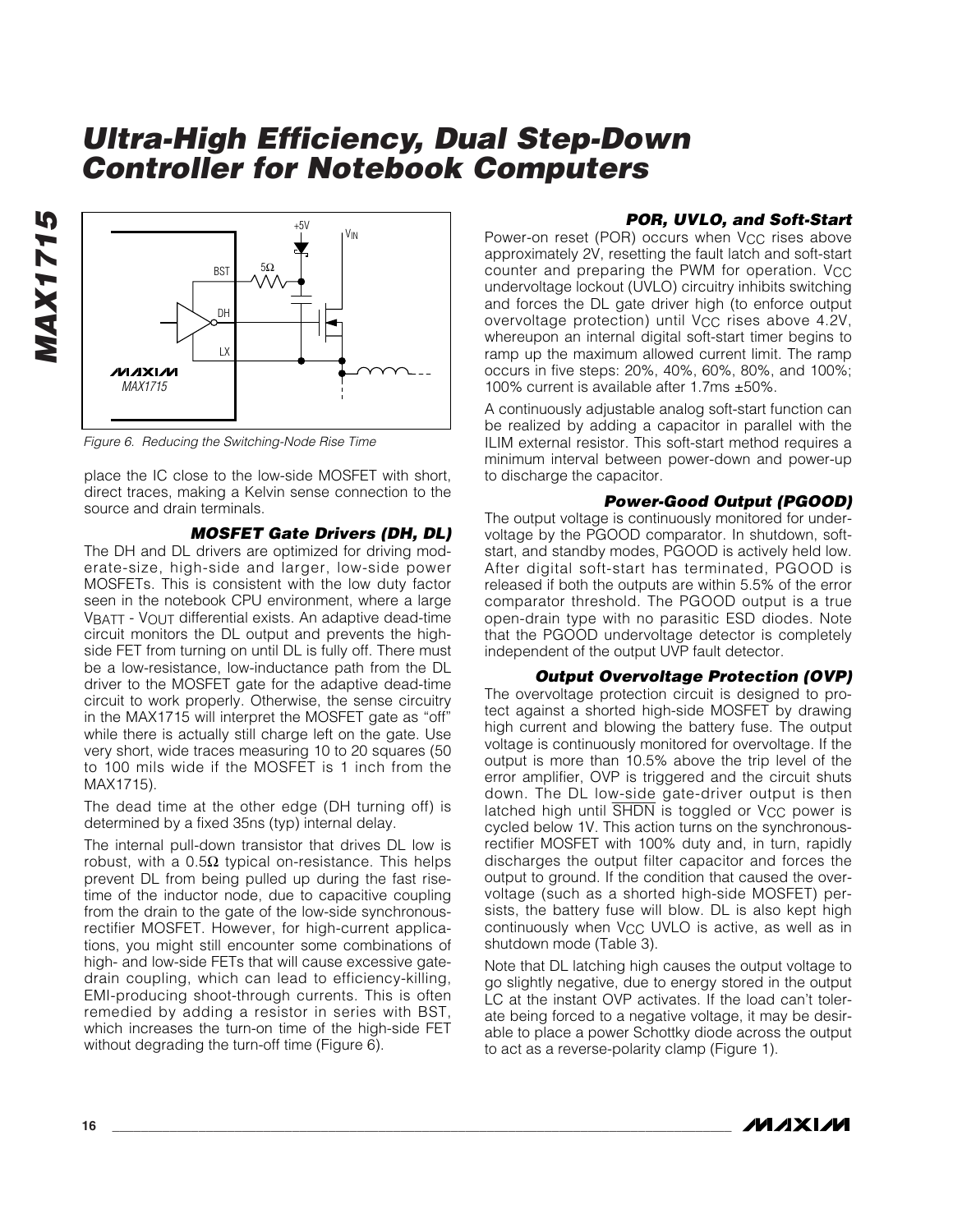Figure 6. Reducing the Switching-Node Rise Time

place the IC close to the low-side MOSFET with short, direct traces, making a Kelvin sense connection to the source and drain terminals.

### MOSFET Gate Drivers (DH, DL)

The DH and DL drivers are optimized for driving moderate-size, high-side and larger, low-side power MOSFETs. This is consistent with the low duty factor seen in the notebook CPU environment, where a large $V_{BATT}$ - $V_{OUT}$ differential exists. An adaptive dead-time circuit monitors the DL output and prevents the high-side FET from turning on until DL is fully off. There must be a low-resistance, low-inductance path from the DL driver to the MOSFET gate for the adaptive dead-time circuit to work properly. Otherwise, the sense circuitry in the MAX1715 will interpret the MOSFET gate as "off" while there is actually still charge left on the gate. Use very short, wide traces measuring 10 to 20 squares (50 to 100 mils wide if the MOSFET is 1 inch from the MAX1715).

The dead time at the other edge (DH turning off) is determined by a fixed 35ns (typ) internal delay.

The internal pull-down transistor that drives DL low is robust, with a 0.5Ω typical on-resistance. This helps prevent DL from being pulled up during the fast rise-time of the inductor node, due to capacitive coupling from the drain to the gate of the low-side synchronous-rectifier MOSFET. However, for high-current applications, you might still encounter some combinations of high- and low-side FETs that will cause excessive gate-drain coupling, which can lead to efficiency-killing, EMI-producing shoot-through currents. This is often remedied by adding a resistor in series with BST, which increases the turn-on time of the high-side FET without degrading the turn-off time (Figure 6).

### POR, UVLO, and Soft-Start

Power-on reset (POR) occurs when $V_{CC}$ rises above approximately 2V, resetting the fault latch and soft-start counter and preparing the PWM for operation. $V_{CC}$ undervoltage lockout (UVLO) circuitry inhibits switching and forces the DL gate driver high (to enforce output overvoltage protection) until $V_{CC}$ rises above 4.2V, whereupon an internal digital soft-start timer begins to ramp up the maximum allowed current limit. The ramp occurs in five steps: 20%, 40%, 60%, 80%, and 100%; 100% current is available after 1.7ms ±50%.

A continuously adjustable analog soft-start function can be realized by adding a capacitor in parallel with the ILIM external resistor. This soft-start method requires a minimum interval between power-down and power-up to discharge the capacitor.

### Power-Good Output (PGOOD)

The output voltage is continuously monitored for undervoltage by the PGOOD comparator. In shutdown, soft-start, and standby modes, PGOOD is actively held low. After digital soft-start has terminated, PGOOD is released if both the outputs are within 5.5% of the error comparator threshold. The PGOOD output is a true open-drain type with no parasitic ESD diodes. Note that the PGOOD undervoltage detector is completely independent of the output UVP fault detector.

### Output Overvoltage Protection (OVP)

The overvoltage protection circuit is designed to protect against a shorted high-side MOSFET by drawing high current and blowing the battery fuse. The output voltage is continuously monitored for overvoltage. If the output is more than 10.5% above the trip level of the error amplifier, OVP is triggered and the circuit shuts down. The DL low-side gate-driver output is then latched high until $\overline{SHDN}$ is toggled or $V_{CC}$ power is cycled below 1V. This action turns on the synchronous-rectifier MOSFET with 100% duty and, in turn, rapidly discharges the output filter capacitor and forces the output to ground. If the condition that caused the overvoltage (such as a shorted high-side MOSFET) persists, the battery fuse will blow. DL is also kept high continuously when $V_{CC}$ UVLO is active, as well as in shutdown mode (Table 3).

Note that DL latching high causes the output voltage to go slightly negative, due to energy stored in the output LC at the instant OVP activates. If the load can't tolerate being forced to a negative voltage, it may be desirable to place a power Schottky diode across the output to act as a reverse-polarity clamp (Figure 1).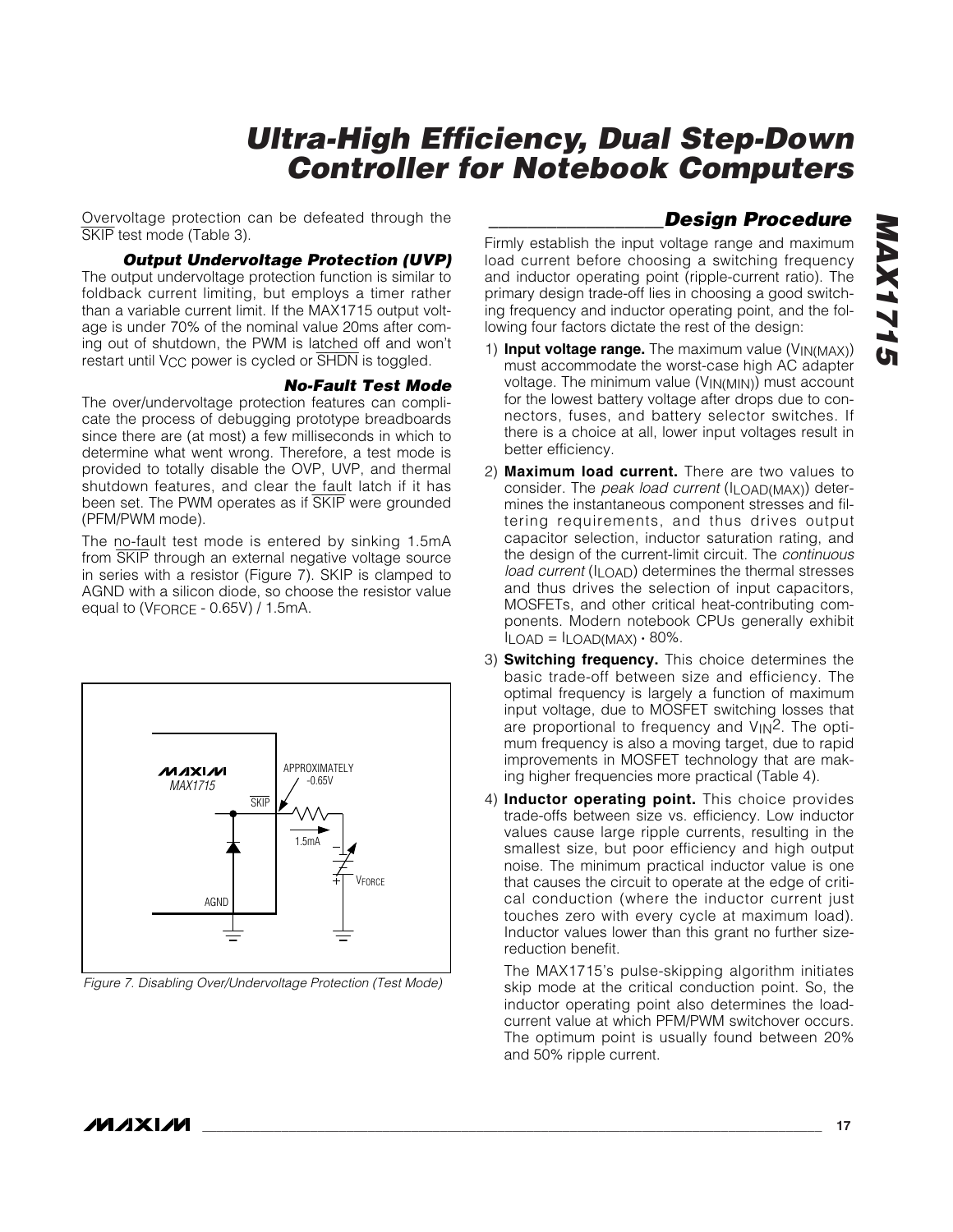Overvoltage protection can be defeated through the SKIP test mode (Table 3).

### Output Undervoltage Protection (UVP)

The output undervoltage protection function is similar to foldback current limiting, but employs a timer rather than a variable current limit. If the MAX1715 output voltage is under 70% of the nominal value 20ms after coming out of shutdown, the PWM is latched off and won't restart until $V_{CC}$ power is cycled or SHDN is toggled.

### No-Fault Test Mode

The over/undervoltage protection features can complicate the process of debugging prototype breadboards since there are (at most) a few milliseconds in which to determine what went wrong. Therefore, a test mode is provided to totally disable the OVP, UVP, and thermal shutdown features, and clear the fault latch if it has been set. The PWM operates as if SKIP were grounded (PFM/PWM mode).

The no-fault test mode is entered by sinking 1.5mA from SKIP through an external negative voltage source in series with a resistor (Figure 7). SKIP is clamped to AGND with a silicon diode, so choose the resistor value equal to ($V_{FORCE}$ - 0.65V) / 1.5mA.

Figure 7. Disabling Over/Undervoltage Protection (Test Mode)

## Design Procedure

Firmly establish the input voltage range and maximum load current before choosing a switching frequency and inductor operating point (ripple-current ratio). The primary design trade-off lies in choosing a good switching frequency and inductor operating point, and the following four factors dictate the rest of the design:

1) **Input voltage range.** The maximum value ($V_{IN(MAX)}$) must accommodate the worst-case high AC adapter voltage. The minimum value ($V_{IN(MIN)}$) must account for the lowest battery voltage after drops due to connectors, fuses, and battery selector switches. If there is a choice at all, lower input voltages result in better efficiency.

2) **Maximum load current.** There are two values to consider. The *peak load current* ($I_{LOAD(MAX)}$) determines the instantaneous component stresses and filtering requirements, and thus drives output capacitor selection, inductor saturation rating, and the design of the current-limit circuit. The *continuous load current* ($I_{LOAD}$) determines the thermal stresses and thus drives the selection of input capacitors, MOSFETs, and other critical heat-contributing components. Modern notebook CPUs generally exhibit $I_{LOAD} = I_{LOAD(MAX)} \cdot 80\%$.

3) **Switching frequency.** This choice determines the basic trade-off between size and efficiency. The optimal frequency is largely a function of maximum input voltage, due to MOSFET switching losses that are proportional to frequency and $V_{IN}^2$. The optimum frequency is also a moving target, due to rapid improvements in MOSFET technology that are making higher frequencies more practical (Table 4).

4) **Inductor operating point.** This choice provides trade-offs between size vs. efficiency. Low inductor values cause large ripple currents, resulting in the smallest size, but poor efficiency and high output noise. The minimum practical inductor value is one that causes the circuit to operate at the edge of critical conduction (where the inductor current just touches zero with every cycle at maximum load). Inductor values lower than this grant no further size-reduction benefit.

   The MAX1715's pulse-skipping algorithm initiates skip mode at the critical conduction point. So, the inductor operating point also determines the load-current value at which PFM/PWM switchover occurs. The optimum point is usually found between 20% and 50% ripple current.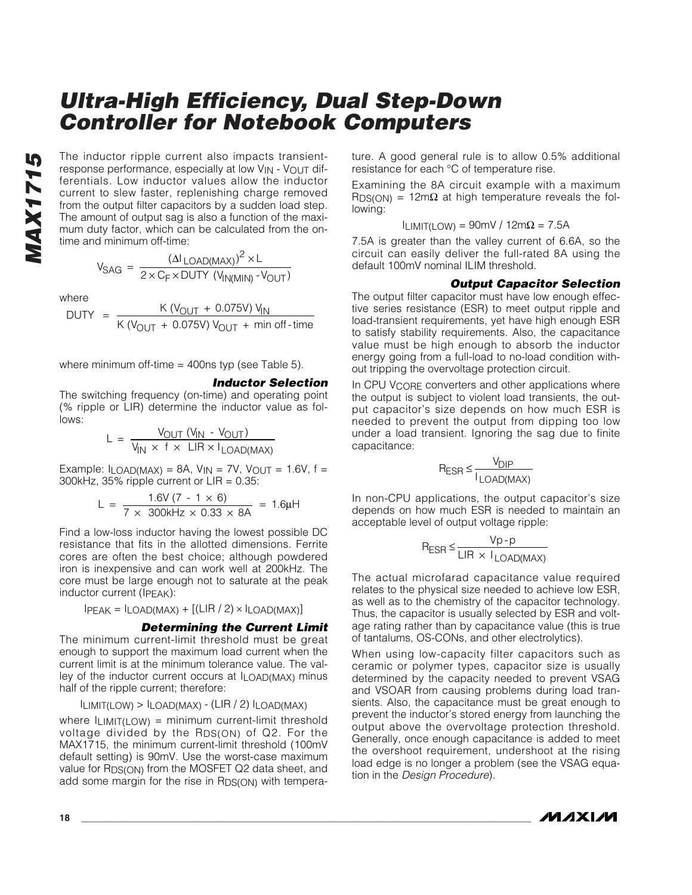The inductor ripple current also impacts transient-response performance, especially at low $V_{IN}$ - $V_{OUT}$ differentials. Low inductor values allow the inductor current to slew faster, replenishing charge removed from the output filter capacitors by a sudden load step. The amount of output sag is also a function of the maximum duty factor, which can be calculated from the on-time and minimum off-time:

$$V_{SAG} = \frac{(\Delta I_{LOAD(MAX)})^2 \times L}{2 \times C_F \times DUTY\ (V_{IN(MIN)} - V_{OUT})}$$

where

$$DUTY = \frac{K\ (V_{OUT} + 0.075V)\ V_{IN}}{K\ (V_{OUT} + 0.075V)\ V_{OUT} + \text{min off-time}}$$

where minimum off-time = 400ns typ (see Table 5).

### *Inductor Selection*

The switching frequency (on-time) and operating point (% ripple or LIR) determine the inductor value as follows:

$$L = \frac{V_{OUT}\ (V_{IN} - V_{OUT})}{V_{IN} \times f \times LIR \times I_{LOAD(MAX)}}$$

Example: $I_{LOAD(MAX)}$ = 8A, $V_{IN}$ = 7V, $V_{OUT}$ = 1.6V, f = 300kHz, 35% ripple current or LIR = 0.35:

$$L = \frac{1.6V\ (7 - 1 \times 6)}{7 \times 300kHz \times 0.33 \times 8A} = 1.6\mu H$$

Find a low-loss inductor having the lowest possible DC resistance that fits in the allotted dimensions. Ferrite cores are often the best choice; although powdered iron is inexpensive and can work well at 200kHz. The core must be large enough not to saturate at the peak inductor current ($I_{PEAK}$):

$$I_{PEAK} = I_{LOAD(MAX)} + [(LIR / 2) \times I_{LOAD(MAX)}]$$

### *Determining the Current Limit*

The minimum current-limit threshold must be great enough to support the maximum load current when the current limit is at the minimum tolerance value. The valley of the inductor current occurs at $I_{LOAD(MAX)}$ minus half of the ripple current; therefore:

$$I_{LIMIT(LOW)} > I_{LOAD(MAX)} - (LIR / 2)\ I_{LOAD(MAX)}$$

where $I_{LIMIT(LOW)}$ = minimum current-limit threshold voltage divided by the $R_{DS(ON)}$ of Q2. For the MAX1715, the minimum current-limit threshold (100mV default setting) is 90mV. Use the worst-case maximum value for $R_{DS(ON)}$ from the MOSFET Q2 data sheet, and add some margin for the rise in $R_{DS(ON)}$ with temperature. A good general rule is to allow 0.5% additional resistance for each °C of temperature rise.

Examining the 8A circuit example with a maximum $R_{DS(ON)}$ = 12mΩ at high temperature reveals the following:

$$I_{LIMIT(LOW)} = 90mV / 12m\Omega = 7.5A$$

7.5A is greater than the valley current of 6.6A, so the circuit can easily deliver the full-rated 8A using the default 100mV nominal ILIM threshold.

### *Output Capacitor Selection*

The output filter capacitor must have low enough effective series resistance (ESR) to meet output ripple and load-transient requirements, yet have high enough ESR to satisfy stability requirements. Also, the capacitance value must be high enough to absorb the inductor energy going from a full-load to no-load condition without tripping the overvoltage protection circuit.

In CPU $V_{CORE}$ converters and other applications where the output is subject to violent load transients, the output capacitor's size depends on how much ESR is needed to prevent the output from dipping too low under a load transient. Ignoring the sag due to finite capacitance:

$$R_{ESR} \leq \frac{V_{DIP}}{I_{LOAD(MAX)}}$$

In non-CPU applications, the output capacitor's size depends on how much ESR is needed to maintain an acceptable level of output voltage ripple:

$$R_{ESR} \leq \frac{V_{p-p}}{LIR \times I_{LOAD(MAX)}}$$

The actual microfarad capacitance value required relates to the physical size needed to achieve low ESR, as well as to the chemistry of the capacitor technology. Thus, the capacitor is usually selected by ESR and voltage rating rather than by capacitance value (this is true of tantalums, OS-CONs, and other electrolytics).

When using low-capacity filter capacitors such as ceramic or polymer types, capacitor size is usually determined by the capacity needed to prevent VSAG and VSOAR from causing problems during load transients. Also, the capacitance must be great enough to prevent the inductor's stored energy from launching the output above the overvoltage protection threshold. Generally, once enough capacitance is added to meet the overshoot requirement, undershoot at the rising load edge is no longer a problem (see the VSAG equation in the *Design Procedure*).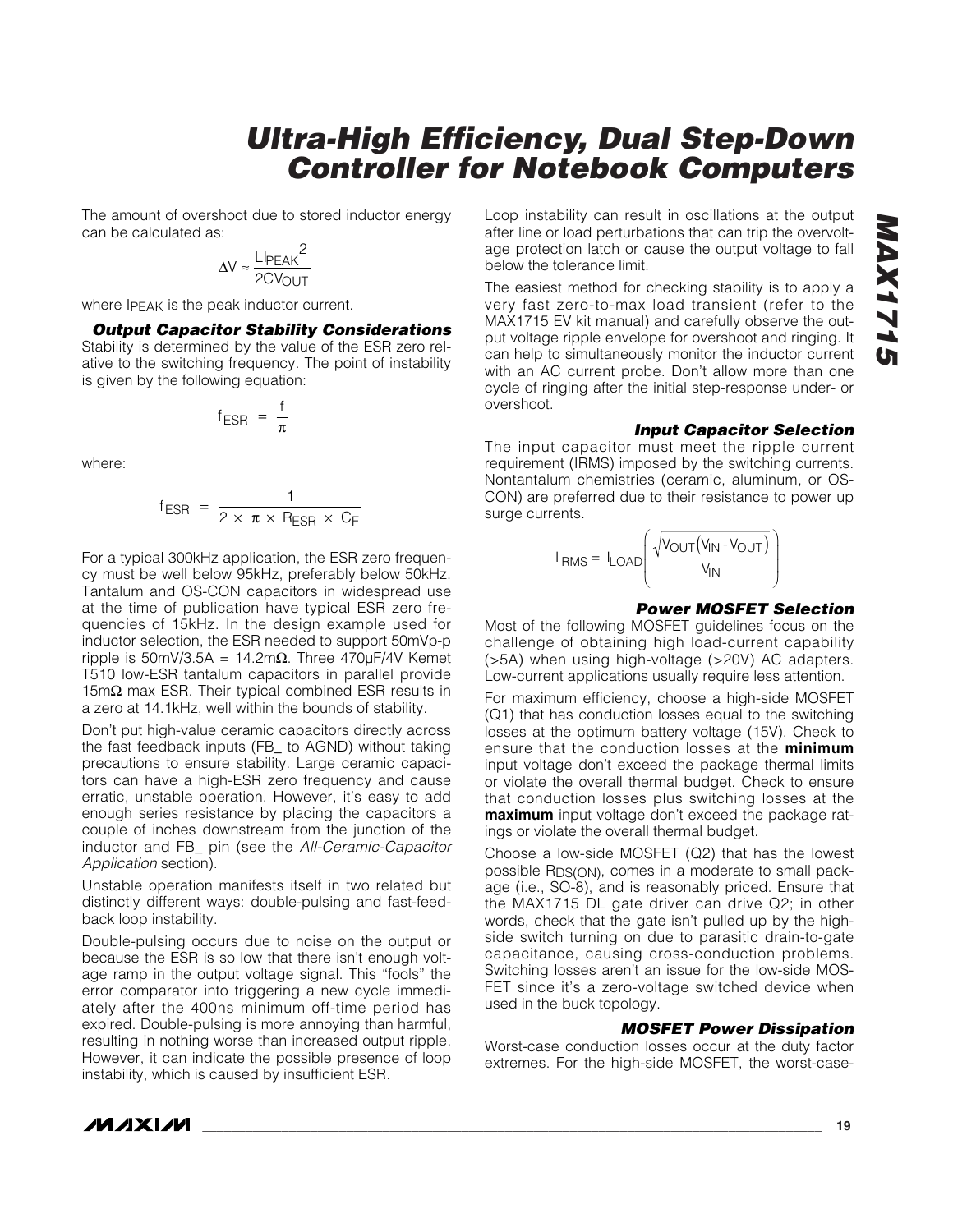The amount of overshoot due to stored inductor energy can be calculated as:

$$\Delta V \approx \frac{L I_{PEAK}^{2}}{2 C V_{OUT}}$$

where $I_{PEAK}$ is the peak inductor current.

### Output Capacitor Stability Considerations

Stability is determined by the value of the ESR zero relative to the switching frequency. The point of instability is given by the following equation:

$$f_{ESR} = \frac{f}{\pi}$$

where:

$$f_{ESR} = \frac{1}{2 \times \pi \times R_{ESR} \times C_F}$$

For a typical 300kHz application, the ESR zero frequency must be well below 95kHz, preferably below 50kHz. Tantalum and OS-CON capacitors in widespread use at the time of publication have typical ESR zero frequencies of 15kHz. In the design example used for inductor selection, the ESR needed to support 50mVp-p ripple is 50mV/3.5A = 14.2mΩ. Three 470µF/4V Kemet T510 low-ESR tantalum capacitors in parallel provide 15mΩ max ESR. Their typical combined ESR results in a zero at 14.1kHz, well within the bounds of stability.

Don't put high-value ceramic capacitors directly across the fast feedback inputs (FB_ to AGND) without taking precautions to ensure stability. Large ceramic capacitors can have a high-ESR zero frequency and cause erratic, unstable operation. However, it's easy to add enough series resistance by placing the capacitors a couple of inches downstream from the junction of the inductor and FB_ pin (see the *All-Ceramic-Capacitor Application* section).

Unstable operation manifests itself in two related but distinctly different ways: double-pulsing and fast-feedback loop instability.

Double-pulsing occurs due to noise on the output or because the ESR is so low that there isn't enough voltage ramp in the output voltage signal. This "fools" the error comparator into triggering a new cycle immediately after the 400ns minimum off-time period has expired. Double-pulsing is more annoying than harmful, resulting in nothing worse than increased output ripple. However, it can indicate the possible presence of loop instability, which is caused by insufficient ESR.

Loop instability can result in oscillations at the output after line or load perturbations that can trip the overvoltage protection latch or cause the output voltage to fall below the tolerance limit.

The easiest method for checking stability is to apply a very fast zero-to-max load transient (refer to the MAX1715 EV kit manual) and carefully observe the output voltage ripple envelope for overshoot and ringing. It can help to simultaneously monitor the inductor current with an AC current probe. Don't allow more than one cycle of ringing after the initial step-response under- or overshoot.

### Input Capacitor Selection

The input capacitor must meet the ripple current requirement (IRMS) imposed by the switching currents. Nontantalum chemistries (ceramic, aluminum, or OS-CON) are preferred due to their resistance to power up surge currents.

$$I_{RMS} = I_{LOAD}\left(\frac{\sqrt{V_{OUT}(V_{IN} - V_{OUT})}}{V_{IN}}\right)$$

### Power MOSFET Selection

Most of the following MOSFET guidelines focus on the challenge of obtaining high load-current capability (>5A) when using high-voltage (>20V) AC adapters. Low-current applications usually require less attention.

For maximum efficiency, choose a high-side MOSFET (Q1) that has conduction losses equal to the switching losses at the optimum battery voltage (15V). Check to ensure that the conduction losses at the **minimum** input voltage don't exceed the package thermal limits or violate the overall thermal budget. Check to ensure that conduction losses plus switching losses at the **maximum** input voltage don't exceed the package ratings or violate the overall thermal budget.

Choose a low-side MOSFET (Q2) that has the lowest possible $R_{DS(ON)}$, comes in a moderate to small package (i.e., SO-8), and is reasonably priced. Ensure that the MAX1715 DL gate driver can drive Q2; in other words, check that the gate isn't pulled up by the high-side switch turning on due to parasitic drain-to-gate capacitance, causing cross-conduction problems. Switching losses aren't an issue for the low-side MOSFET since it's a zero-voltage switched device when used in the buck topology.

### MOSFET Power Dissipation

Worst-case conduction losses occur at the duty factor extremes. For the high-side MOSFET, the worst-case-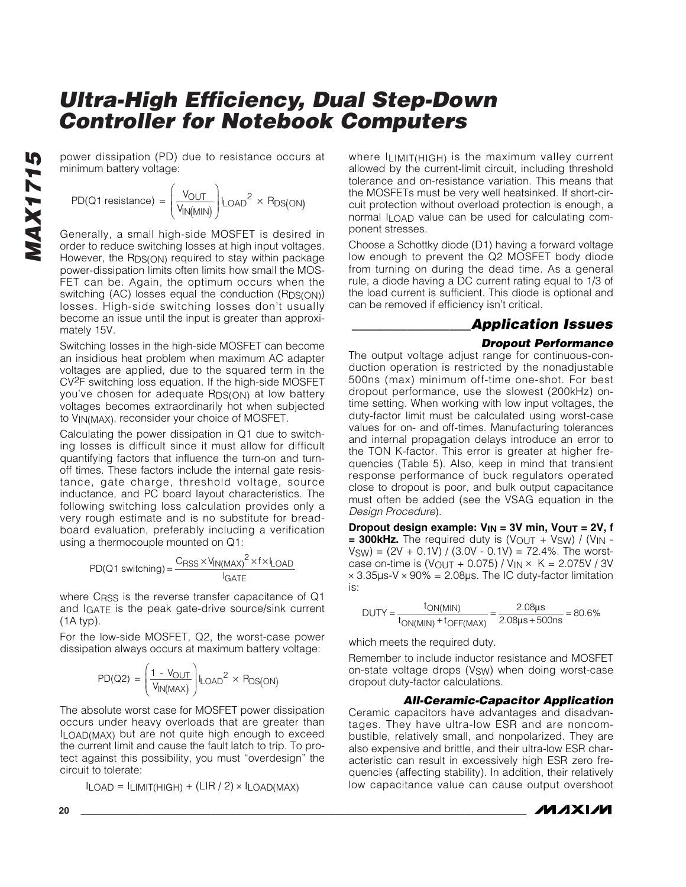power dissipation (PD) due to resistance occurs at minimum battery voltage:

$$PD(Q1\ resistance) = \left(\frac{V_{OUT}}{V_{IN(MIN)}}\right) I_{LOAD}^2 \times R_{DS(ON)}$$

Generally, a small high-side MOSFET is desired in order to reduce switching losses at high input voltages. However, the $R_{DS(ON)}$ required to stay within package power-dissipation limits often limits how small the MOSFET can be. Again, the optimum occurs when the switching (AC) losses equal the conduction ($R_{DS(ON)}$) losses. High-side switching losses don't usually become an issue until the input is greater than approximately 15V.

Switching losses in the high-side MOSFET can become an insidious heat problem when maximum AC adapter voltages are applied, due to the squared term in the $CV^2F$ switching loss equation. If the high-side MOSFET you've chosen for adequate $R_{DS(ON)}$ at low battery voltages becomes extraordinarily hot when subjected to $V_{IN(MAX)}$, reconsider your choice of MOSFET.

Calculating the power dissipation in Q1 due to switching losses is difficult since it must allow for difficult quantifying factors that influence the turn-on and turn-off times. These factors include the internal gate resistance, gate charge, threshold voltage, source inductance, and PC board layout characteristics. The following switching loss calculation provides only a very rough estimate and is no substitute for breadboard evaluation, preferably including a verification using a thermocouple mounted on Q1:

$$PD(Q1\ switching) = \frac{C_{RSS} \times V_{IN(MAX)}^2 \times f \times I_{LOAD}}{I_{GATE}}$$

where $C_{RSS}$ is the reverse transfer capacitance of Q1 and $I_{GATE}$ is the peak gate-drive source/sink current (1A typ).

For the low-side MOSFET, Q2, the worst-case power dissipation always occurs at maximum battery voltage:

$$PD(Q2) = \left(\frac{1 - V_{OUT}}{V_{IN(MAX)}}\right) I_{LOAD}^2 \times R_{DS(ON)}$$

The absolute worst case for MOSFET power dissipation occurs under heavy overloads that are greater than $I_{LOAD(MAX)}$ but are not quite high enough to exceed the current limit and cause the fault latch to trip. To protect against this possibility, you must "overdesign" the circuit to tolerate:

$$I_{LOAD} = I_{LIMIT(HIGH)} + (LIR / 2) \times I_{LOAD(MAX)}$$

where $I_{LIMIT(HIGH)}$ is the maximum valley current allowed by the current-limit circuit, including threshold tolerance and on-resistance variation. This means that the MOSFETs must be very well heatsinked. If short-circuit protection without overload protection is enough, a normal $I_{LOAD}$ value can be used for calculating component stresses.

Choose a Schottky diode (D1) having a forward voltage low enough to prevent the Q2 MOSFET body diode from turning on during the dead time. As a general rule, a diode having a DC current rating equal to 1/3 of the load current is sufficient. This diode is optional and can be removed if efficiency isn't critical.

## Application Issues

### Dropout Performance

The output voltage adjust range for continuous-conduction operation is restricted by the nonadjustable 500ns (max) minimum off-time one-shot. For best dropout performance, use the slowest (200kHz) on-time setting. When working with low input voltages, the duty-factor limit must be calculated using worst-case values for on- and off-times. Manufacturing tolerances and internal propagation delays introduce an error to the TON K-factor. This error is greater at higher frequencies (Table 5). Also, keep in mind that transient response performance of buck regulators operated close to dropout is poor, and bulk output capacitance must often be added (see the VSAG equation in the *Design Procedure*).

**Dropout design example: $V_{IN}$ = 3V min, $V_{OUT}$ = 2V, f = 300kHz.** The required duty is $(V_{OUT} + V_{SW}) / (V_{IN} - V_{SW}) = (2V + 0.1V) / (3.0V - 0.1V) = 72.4\%$. The worst-case on-time is $(V_{OUT} + 0.075) / V_{IN} \times K = 2.075V / 3V \times 3.35\mu s\text{-}V \times 90\% = 2.08\mu s$. The IC duty-factor limitation is:

$$DUTY = \frac{t_{ON(MIN)}}{t_{ON(MIN)} + t_{OFF(MAX)}} = \frac{2.08\mu s}{2.08\mu s + 500ns} = 80.6\%$$

which meets the required duty.

Remember to include inductor resistance and MOSFET on-state voltage drops ($V_{SW}$) when doing worst-case dropout duty-factor calculations.

### All-Ceramic-Capacitor Application

Ceramic capacitors have advantages and disadvantages. They have ultra-low ESR and are noncombustible, relatively small, and nonpolarized. They are also expensive and brittle, and their ultra-low ESR characteristic can result in excessively high ESR zero frequencies (affecting stability). In addition, their relatively low capacitance value can cause output overshoot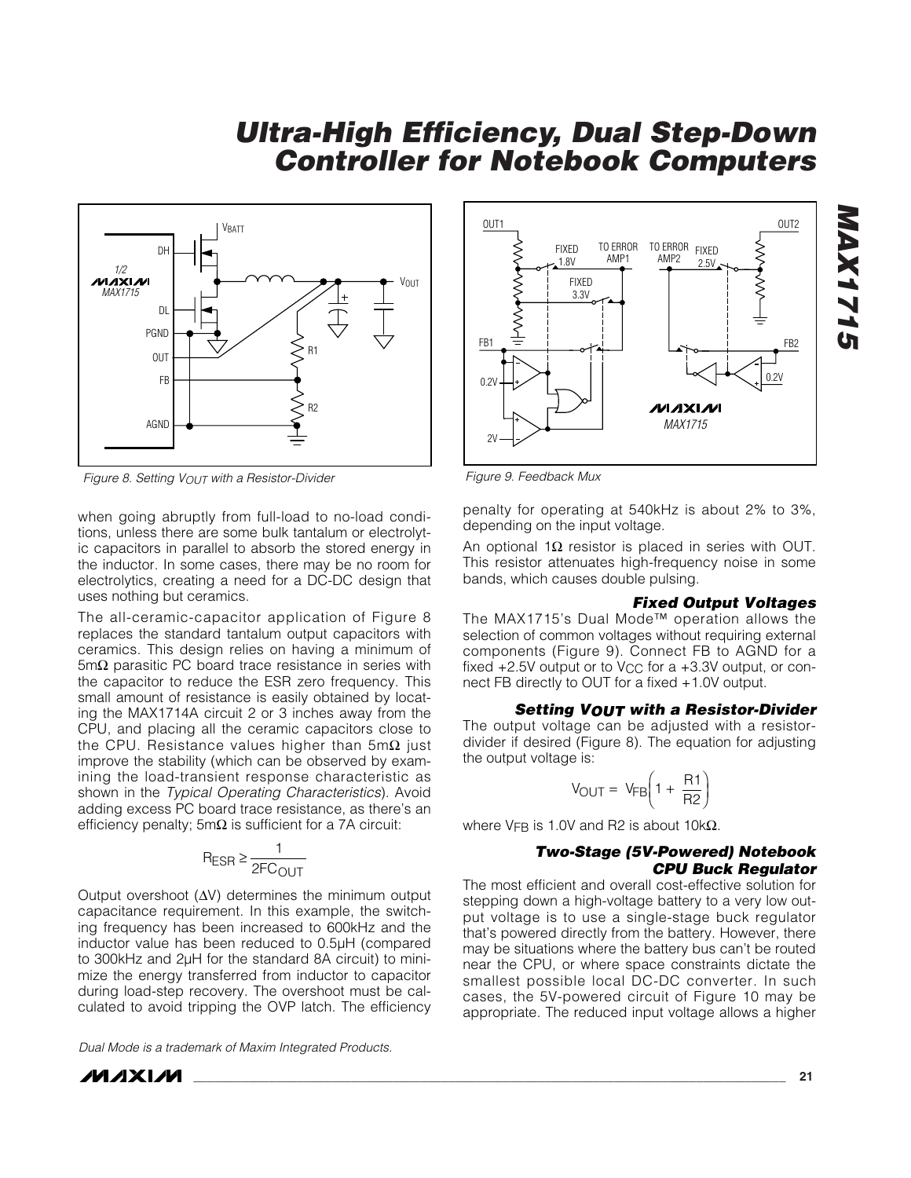Figure 8. Setting $V_{OUT}$ with a Resistor-Divider

Figure 9. Feedback Mux

when going abruptly from full-load to no-load conditions, unless there are some bulk tantalum or electrolytic capacitors in parallel to absorb the stored energy in the inductor. In some cases, there may be no room for electrolytics, creating a need for a DC-DC design that uses nothing but ceramics.

The all-ceramic-capacitor application of Figure 8 replaces the standard tantalum output capacitors with ceramics. This design relies on having a minimum of 5mΩ parasitic PC board trace resistance in series with the capacitor to reduce the ESR zero frequency. This small amount of resistance is easily obtained by locating the MAX1714A circuit 2 or 3 inches away from the CPU, and placing all the ceramic capacitors close to the CPU. Resistance values higher than 5mΩ just improve the stability (which can be observed by examining the load-transient response characteristic as shown in the *Typical Operating Characteristics*). Avoid adding excess PC board trace resistance, as there's an efficiency penalty; 5mΩ is sufficient for a 7A circuit:

$$R_{ESR} \geq \frac{1}{2FC_{OUT}}$$

Output overshoot (ΔV) determines the minimum output capacitance requirement. In this example, the switching frequency has been increased to 600kHz and the inductor value has been reduced to 0.5µH (compared to 300kHz and 2µH for the standard 8A circuit) to minimize the energy transferred from inductor to capacitor during load-step recovery. The overshoot must be calculated to avoid tripping the OVP latch. The efficiency penalty for operating at 540kHz is about 2% to 3%, depending on the input voltage.

An optional 1Ω resistor is placed in series with OUT. This resistor attenuates high-frequency noise in some bands, which causes double pulsing.

### Fixed Output Voltages

The MAX1715's Dual Mode™ operation allows the selection of common voltages without requiring external components (Figure 9). Connect FB to AGND for a fixed +2.5V output or to $V_{CC}$ for a +3.3V output, or connect FB directly to OUT for a fixed +1.0V output.

### Setting $V_{OUT}$ with a Resistor-Divider

The output voltage can be adjusted with a resistor-divider if desired (Figure 8). The equation for adjusting the output voltage is:

$$V_{OUT} = V_{FB}\left(1 + \frac{R1}{R2}\right)$$

where $V_{FB}$ is 1.0V and R2 is about 10kΩ.

### Two-Stage (5V-Powered) Notebook CPU Buck Regulator

The most efficient and overall cost-effective solution for stepping down a high-voltage battery to a very low output voltage is to use a single-stage buck regulator that's powered directly from the battery. However, there may be situations where the battery bus can't be routed near the CPU, or where space constraints dictate the smallest possible local DC-DC converter. In such cases, the 5V-powered circuit of Figure 10 may be appropriate. The reduced input voltage allows a higher

Dual Mode is a trademark of Maxim Integrated Products.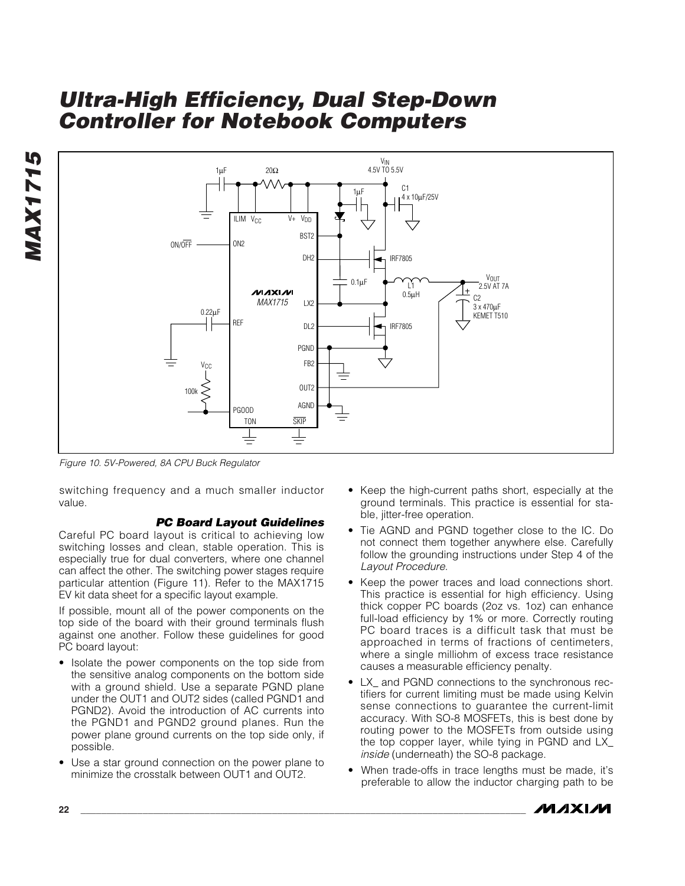Figure 10. 5V-Powered, 8A CPU Buck Regulator

switching frequency and a much smaller inductor value.

### PC Board Layout Guidelines

Careful PC board layout is critical to achieving low switching losses and clean, stable operation. This is especially true for dual converters, where one channel can affect the other. The switching power stages require particular attention (Figure 11). Refer to the MAX1715 EV kit data sheet for a specific layout example.

If possible, mount all of the power components on the top side of the board with their ground terminals flush against one another. Follow these guidelines for good PC board layout:

- Isolate the power components on the top side from the sensitive analog components on the bottom side with a ground shield. Use a separate PGND plane under the OUT1 and OUT2 sides (called PGND1 and PGND2). Avoid the introduction of AC currents into the PGND1 and PGND2 ground planes. Run the power plane ground currents on the top side only, if possible.
- Use a star ground connection on the power plane to minimize the crosstalk between OUT1 and OUT2.
- Keep the high-current paths short, especially at the ground terminals. This practice is essential for stable, jitter-free operation.
- Tie AGND and PGND together close to the IC. Do not connect them together anywhere else. Carefully follow the grounding instructions under Step 4 of the *Layout Procedure*.
- Keep the power traces and load connections short. This practice is essential for high efficiency. Using thick copper PC boards (2oz vs. 1oz) can enhance full-load efficiency by 1% or more. Correctly routing PC board traces is a difficult task that must be approached in terms of fractions of centimeters, where a single milliohm of excess trace resistance causes a measurable efficiency penalty.
- LX_ and PGND connections to the synchronous rectifiers for current limiting must be made using Kelvin sense connections to guarantee the current-limit accuracy. With SO-8 MOSFETs, this is best done by routing power to the MOSFETs from outside using the top copper layer, while tying in PGND and LX_ *inside* (underneath) the SO-8 package.
- When trade-offs in trace lengths must be made, it's preferable to allow the inductor charging path to be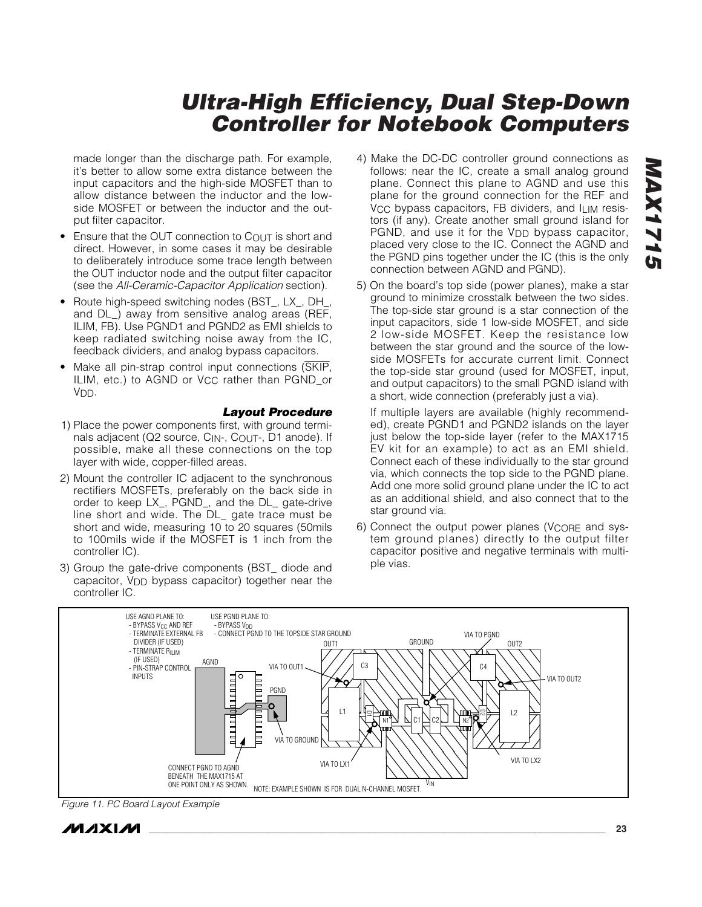made longer than the discharge path. For example, it's better to allow some extra distance between the input capacitors and the high-side MOSFET than to allow distance between the inductor and the low-side MOSFET or between the inductor and the output filter capacitor.

- Ensure that the OUT connection to $C_{OUT}$ is short and direct. However, in some cases it may be desirable to deliberately introduce some trace length between the OUT inductor node and the output filter capacitor (see the *All-Ceramic-Capacitor Application* section).
- Route high-speed switching nodes (BST_, LX_, DH_, and DL_) away from sensitive analog areas (REF, ILIM, FB). Use PGND1 and PGND2 as EMI shields to keep radiated switching noise away from the IC, feedback dividers, and analog bypass capacitors.
- Make all pin-strap control input connections ($\overline{SKIP}$, ILIM, etc.) to AGND or $V_{CC}$ rather than PGND_or $V_{DD}$.

### Layout Procedure

1) Place the power components first, with ground terminals adjacent (Q2 source, $C_{IN}$-, $C_{OUT}$-, D1 anode). If possible, make all these connections on the top layer with wide, copper-filled areas.

2) Mount the controller IC adjacent to the synchronous rectifiers MOSFETs, preferably on the back side in order to keep LX_, PGND_, and the DL_ gate-drive line short and wide. The DL_ gate trace must be short and wide, measuring 10 to 20 squares (50mils to 100mils wide if the MOSFET is 1 inch from the controller IC).

3) Group the gate-drive components (BST_ diode and capacitor, $V_{DD}$ bypass capacitor) together near the controller IC.

4) Make the DC-DC controller ground connections as follows: near the IC, create a small analog ground plane. Connect this plane to AGND and use this plane for the ground connection for the REF and $V_{CC}$ bypass capacitors, FB dividers, and $I_{LIM}$ resistors (if any). Create another small ground island for PGND, and use it for the $V_{DD}$ bypass capacitor, placed very close to the IC. Connect the AGND and the PGND pins together under the IC (this is the only connection between AGND and PGND).

5) On the board's top side (power planes), make a star ground to minimize crosstalk between the two sides. The top-side star ground is a star connection of the input capacitors, side 1 low-side MOSFET, and side 2 low-side MOSFET. Keep the resistance low between the star ground and the source of the low-side MOSFETs for accurate current limit. Connect the top-side star ground (used for MOSFET, input, and output capacitors) to the small PGND island with a short, wide connection (preferably just a via).

   If multiple layers are available (highly recommended), create PGND1 and PGND2 islands on the layer just below the top-side layer (refer to the MAX1715 EV kit for an example) to act as an EMI shield. Connect each of these individually to the star ground via, which connects the top side to the PGND plane. Add one more solid ground plane under the IC to act as an additional shield, and also connect that to the star ground via.

6) Connect the output power planes ($V_{CORE}$ and system ground planes) directly to the output filter capacitor positive and negative terminals with multiple vias.

USE AGND PLANE TO:
- BYPASS $V_{CC}$ AND REF
- TERMINATE EXTERNAL FB DIVIDER (IF USED)
- TERMINATE $R_{ILIM}$ (IF USED)
- PIN-STRAP CONTROL INPUTS

USE PGND PLANE TO:
- BYPASS $V_{DD}$
- CONNECT PGND TO THE TOPSIDE STAR GROUND

AGND, PGND, VIA TO GROUND, VIA TO OUT1, OUT1, C3, L1, D1, N1, C1, C2, GROUND, VIA TO PGND, C4, OUT2, VIA TO OUT2, N2, D2, L2, VIA TO LX1, VIA TO LX2, $V_{IN}$

CONNECT PGND TO AGND BENEATH THE MAX1715 AT ONE POINT ONLY AS SHOWN.

NOTE: EXAMPLE SHOWN IS FOR DUAL N-CHANNEL MOSFET.

*Figure 11. PC Board Layout Example*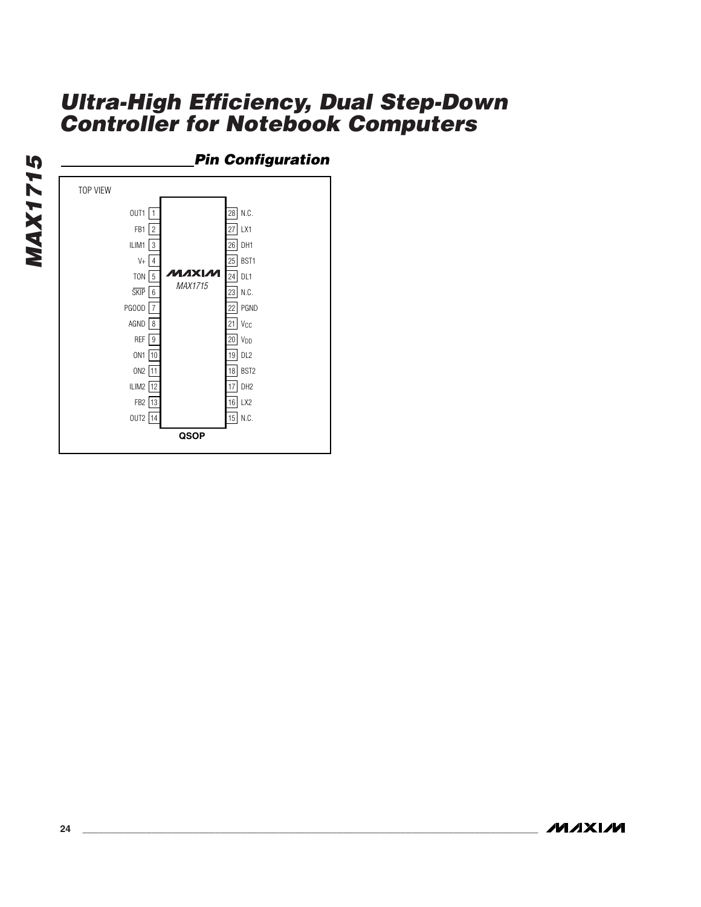## Pin Configuration

TOP VIEW

MAX1715

QSOP

| Pin | Name | Pin | Name |
|---|---|---|---|
| 1 | OUT1 | 28 | N.C. |
| 2 | FB1 | 27 | LX1 |
| 3 | ILIM1 | 26 | DH1 |
| 4 | V+ | 25 | BST1 |
| 5 | TON | 24 | DL1 |
| 6 | SKIP (active low) | 23 | N.C. |
| 7 | PGOOD | 22 | PGND |
| 8 | AGND | 21 | $V_{CC}$ |
| 9 | REF | 20 | $V_{DD}$ |
| 10 | ON1 | 19 | DL2 |
| 11 | ON2 | 18 | BST2 |
| 12 | ILIM2 | 17 | DH2 |
| 13 | FB2 | 16 | LX2 |
| 14 | OUT2 | 15 | N.C. |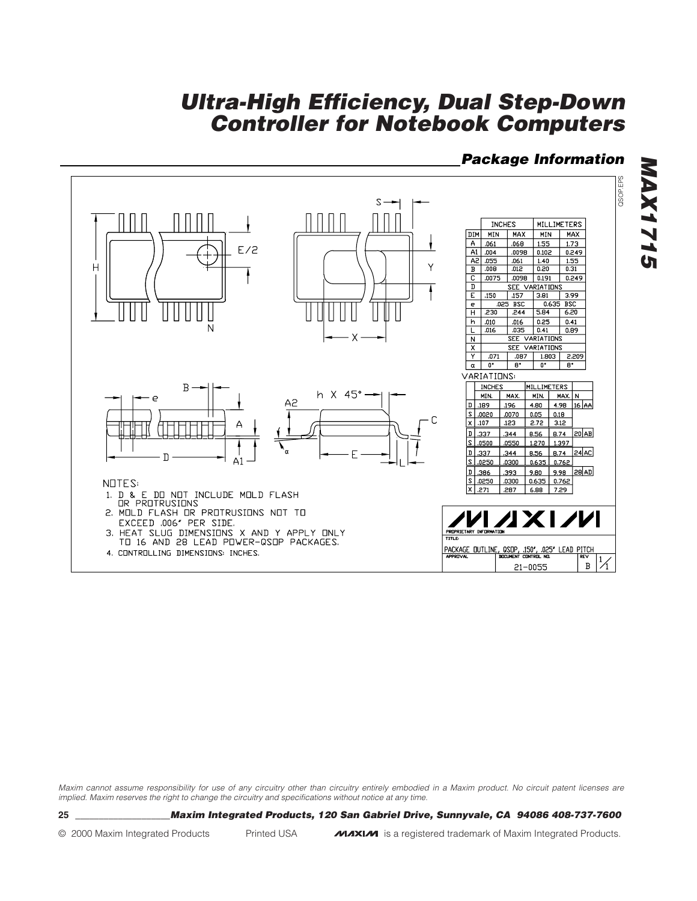## Package Information

| DIM | INCHES MIN | INCHES MAX | MILLIMETERS MIN | MILLIMETERS MAX |
|---|---|---|---|---|
| A | .061 | .068 | 1.55 | 1.73 |
| A1 | .004 | .0098 | 0.102 | 0.249 |
| A2 | .055 | .061 | 1.40 | 1.55 |
| B | .008 | .012 | 0.20 | 0.31 |
| C | .0075 | .0098 | 0.191 | 0.249 |
| D | SEE VARIATIONS | | | |
| E | .150 | .157 | 3.81 | 3.99 |
| e | .025 BSC | | 0.635 BSC | |
| H | .230 | .244 | 5.84 | 6.20 |
| h | .010 | .016 | 0.25 | 0.41 |
| L | .016 | .035 | 0.41 | 0.89 |
| N | SEE VARIATIONS | | | |
| X | SEE VARIATIONS | | | |
| Y | .071 | .087 | 1.803 | 2.209 |
| α | 0° | 8° | 0° | 8° |

VARIATIONS:

| | INCHES MIN. | INCHES MAX. | MILLIMETERS MIN. | MILLIMETERS MAX. | N | |
|---|---|---|---|---|---|---|
| D | .189 | .196 | 4.80 | 4.98 | 16 | AA |
| S | .0020 | .0070 | 0.05 | 0.18 | | |
| X | .107 | .123 | 2.72 | 3.12 | | |
| D | .337 | .344 | 8.56 | 8.74 | 20 | AB |
| S | .0500 | .0550 | 1.270 | 1.397 | | |
| D | .337 | .344 | 8.56 | 8.74 | 24 | AC |
| S | .0250 | .0300 | 0.635 | 0.762 | | |
| D | .386 | .393 | 9.80 | 9.98 | 28 | AD |
| S | .0250 | .0300 | 0.635 | 0.762 | | |
| X | .271 | .287 | 6.88 | 7.29 | | |

NOTES:
1. D & E DO NOT INCLUDE MOLD FLASH OR PROTRUSIONS
2. MOLD FLASH OR PROTRUSIONS NOT TO EXCEED .006" PER SIDE.
3. HEAT SLUG DIMENSIONS X AND Y APPLY ONLY TO 16 AND 28 LEAD POWER-QSOP PACKAGES.
4. CONTROLLING DIMENSIONS: INCHES.

S
E/2
H
Y
N
X
B
e
h X 45°
A2
A
C
D
A1
E
L
α

MAXIM
PROPRIETARY INFORMATION
TITLE:
PACKAGE OUTLINE, QSOP, .150", .025" LEAD PITCH
APPROVAL | DOCUMENT CONTROL NO. 21-0055 | REV B | 1/1

QSOP.EPS

*Maxim cannot assume responsibility for use of any circuitry other than circuitry entirely embodied in a Maxim product. No circuit patent licenses are implied. Maxim reserves the right to change the circuitry and specifications without notice at any time.*

***Maxim Integrated Products, 120 San Gabriel Drive, Sunnyvale, CA 94086 408-737-7600***

© 2000 Maxim Integrated Products Printed USA MAXIM is a registered trademark of Maxim Integrated Products.